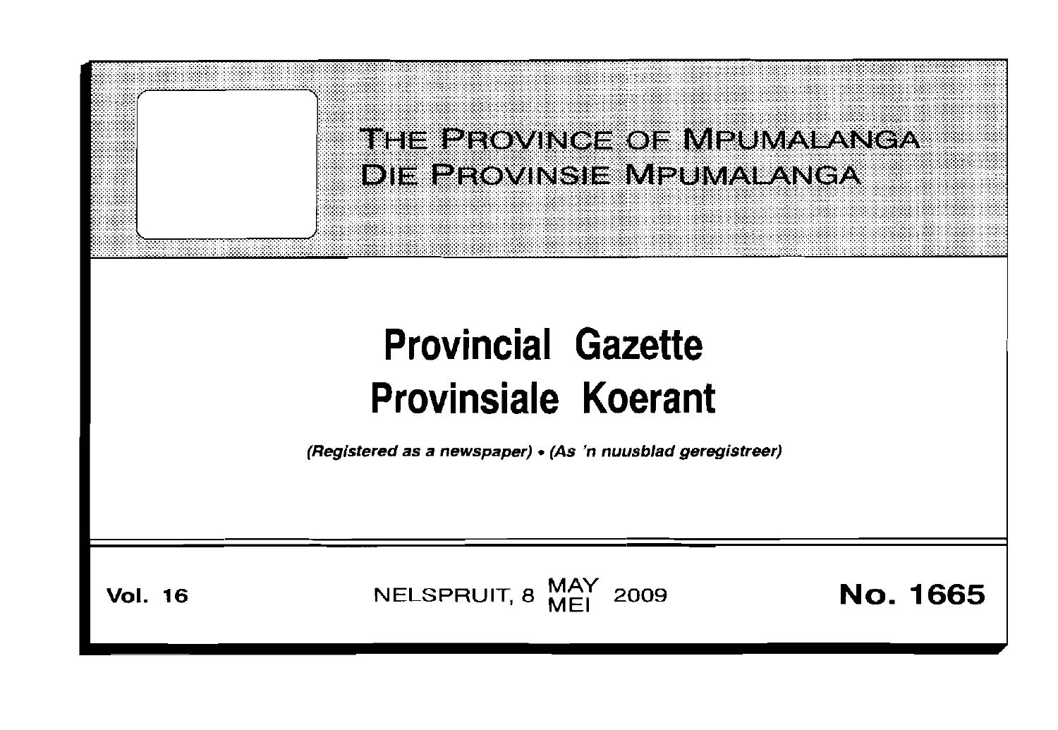# THE PROVINCE OF MPUMALANGA
# DIE PROVINSIE MPUMALANGA

# Provincial Gazette
# Provinsiale Koerant

*(Registered as a newspaper)* • *(As 'n nuusblad geregistreer)*

**Vol. 16** NELSPRUIT, 8 MAY MEI 2009 **No. 1665**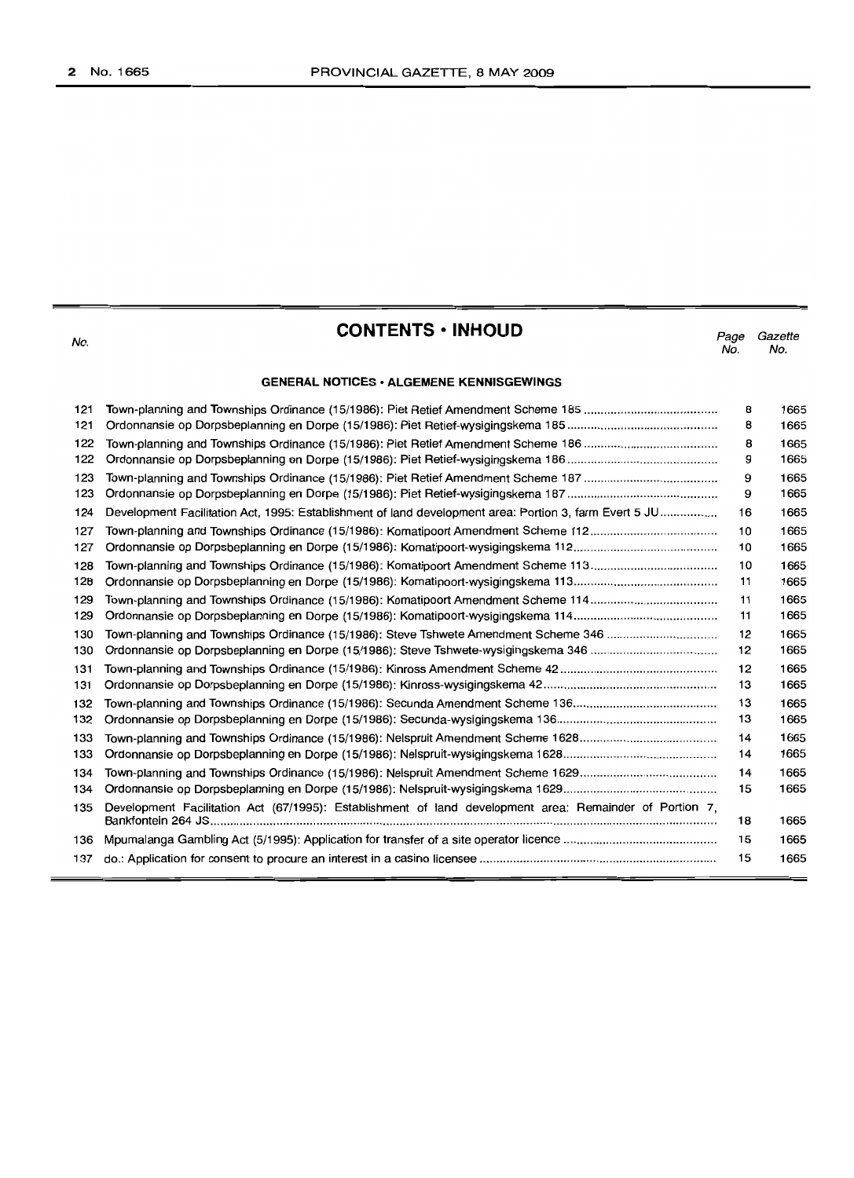## CONTENTS · INHOUD

| No. | | Page No. | Gazette No. |
|---|---|---|---|
| | **GENERAL NOTICES · ALGEMENE KENNISGEWINGS** | | |
| 121 | Town-planning and Townships Ordinance (15/1986): Piet Retief Amendment Scheme 185 | 8 | 1665 |
| 121 | Ordonnansie op Dorpsbeplanning en Dorpe (15/1986): Piet Retief-wysigingskema 185 | 8 | 1665 |
| 122 | Town-planning and Townships Ordinance (15/1986): Piet Retief Amendment Scheme 186 | 8 | 1665 |
| 122 | Ordonnansie op Dorpsbeplanning en Dorpe (15/1986): Piet Retief-wysigingskema 186 | 9 | 1665 |
| 123 | Town-planning and Townships Ordinance (15/1986): Piet Retief Amendment Scheme 187 | 9 | 1665 |
| 123 | Ordonnansie op Dorpsbeplanning en Dorpe (15/1986): Piet Retief-wysigingskema 187 | 9 | 1665 |
| 124 | Development Facilitation Act, 1995: Establishment of land development area: Portion 3, farm Evert 5 JU | 16 | 1665 |
| 127 | Town-planning and Townships Ordinance (15/1986): Komatipoort Amendment Scheme 112 | 10 | 1665 |
| 127 | Ordonnansie op Dorpsbeplanning en Dorpe (15/1986): Komatipoort-wysigingskema 112 | 10 | 1665 |
| 128 | Town-planning and Townships Ordinance (15/1986): Komatipoort Amendment Scheme 113 | 10 | 1665 |
| 128 | Ordonnansie op Dorpsbeplanning en Dorpe (15/1986): Komatipoort-wysigingskema 113 | 11 | 1665 |
| 129 | Town-planning and Townships Ordinance (15/1986): Komatipoort Amendment Scheme 114 | 11 | 1665 |
| 129 | Ordonnansie op Dorpsbeplanning en Dorpe (15/1986): Komatipoort-wysigingskema 114 | 11 | 1665 |
| 130 | Town-planning and Townships Ordinance (15/1986): Steve Tshwete Amendment Scheme 346 | 12 | 1665 |
| 130 | Ordonnansie op Dorpsbeplanning en Dorpe (15/1986): Steve Tshwete-wysigingskema 346 | 12 | 1665 |
| 131 | Town-planning and Townships Ordinance (15/1986): Kinross Amendment Scheme 42 | 12 | 1665 |
| 131 | Ordonnansie op Dorpsbeplanning en Dorpe (15/1986): Kinross-wysigingskema 42 | 13 | 1665 |
| 132 | Town-planning and Townships Ordinance (15/1986): Secunda Amendment Scheme 136 | 13 | 1665 |
| 132 | Ordonnansie op Dorpsbeplanning en Dorpe (15/1986): Secunda-wysigingskema 136 | 13 | 1665 |
| 133 | Town-planning and Townships Ordinance (15/1986): Nelspruit Amendment Scheme 1628 | 14 | 1665 |
| 133 | Ordonnansie op Dorpsbeplanning en Dorpe (15/1986): Nelspruit-wysigingskema 1628 | 14 | 1665 |
| 134 | Town-planning and Townships Ordinance (15/1986): Nelspruit Amendment Scheme 1629 | 14 | 1665 |
| 134 | Ordonnansie op Dorpsbeplanning en Dorpe (15/1986): Nelspruit-wysigingskema 1629 | 15 | 1665 |
| 135 | Development Facilitation Act (67/1995): Establishment of land development area: Remainder of Portion 7, Bankfontein 264 JS | 18 | 1665 |
| 136 | Mpumalanga Gambling Act (5/1995): Application for transfer of a site operator licence | 15 | 1665 |
| 137 | do.: Application for consent to procure an interest in a casino licensee | 15 | 1665 |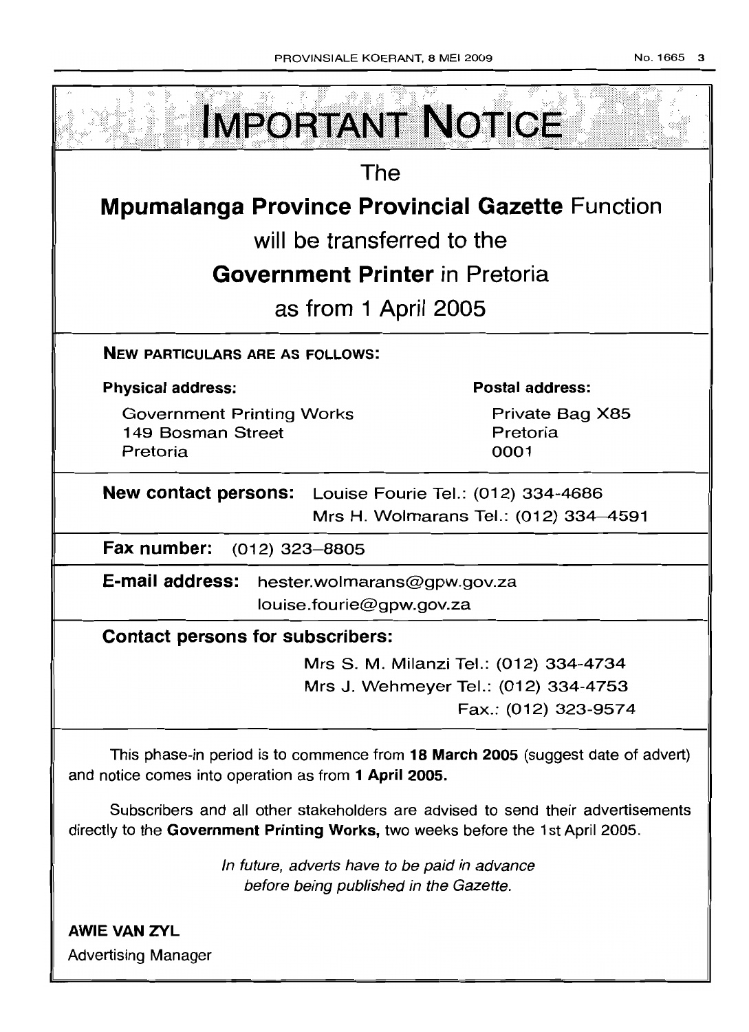# IMPORTANT NOTICE

The

**Mpumalanga Province Provincial Gazette** Function

will be transferred to the

**Government Printer** in Pretoria

as from 1 April 2005

**NEW PARTICULARS ARE AS FOLLOWS:**

**Physical address:**

Government Printing Works
149 Bosman Street
Pretoria

**Postal address:**

Private Bag X85
Pretoria
0001

**New contact persons:** Louise Fourie Tel.: (012) 334-4686
Mrs H. Wolmarans Tel.: (012) 334–4591

**Fax number:** (012) 323–8805

**E-mail address:** hester.wolmarans@gpw.gov.za
louise.fourie@gpw.gov.za

**Contact persons for subscribers:**

Mrs S. M. Milanzi Tel.: (012) 334-4734
Mrs J. Wehmeyer Tel.: (012) 334-4753
Fax.: (012) 323-9574

This phase-in period is to commence from **18 March 2005** (suggest date of advert) and notice comes into operation as from **1 April 2005.**

Subscribers and all other stakeholders are advised to send their advertisements directly to the **Government Printing Works,** two weeks before the 1st April 2005.

*In future, adverts have to be paid in advance before being published in the Gazette.*

**AWIE VAN ZYL**
Advertising Manager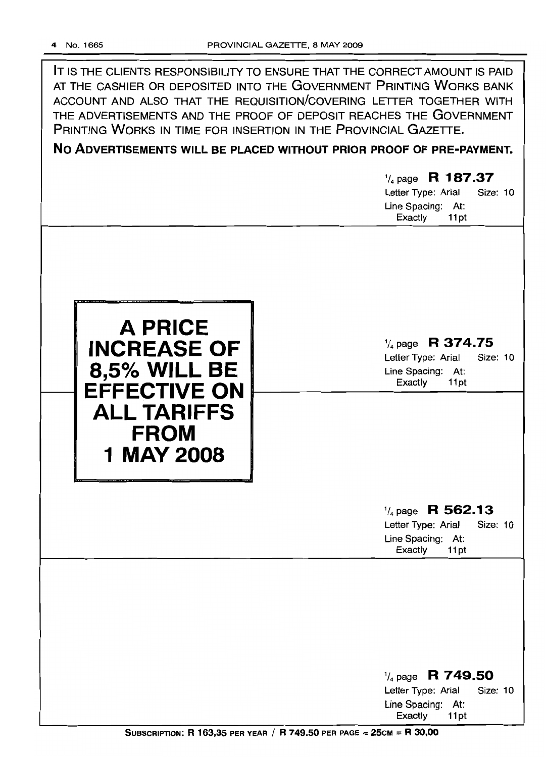IT IS THE CLIENTS RESPONSIBILITY TO ENSURE THAT THE CORRECT AMOUNT IS PAID AT THE CASHIER OR DEPOSITED INTO THE GOVERNMENT PRINTING WORKS BANK ACCOUNT AND ALSO THAT THE REQUISITION/COVERING LETTER TOGETHER WITH THE ADVERTISEMENTS AND THE PROOF OF DEPOSIT REACHES THE GOVERNMENT PRINTING WORKS IN TIME FOR INSERTION IN THE PROVINCIAL GAZETTE.

**NO ADVERTISEMENTS WILL BE PLACED WITHOUT PRIOR PROOF OF PRE-PAYMENT.**

¼ page **R 187.37**
Letter Type: Arial Size: 10
Line Spacing: At: Exactly 11pt

---

**A PRICE INCREASE OF 8,5% WILL BE EFFECTIVE ON ALL TARIFFS FROM 1 MAY 2008**

¼ page **R 374.75**
Letter Type: Arial Size: 10
Line Spacing: At: Exactly 11pt

---

¼ page **R 562.13**
Letter Type: Arial Size: 10
Line Spacing: At: Exactly 11pt

---

¼ page **R 749.50**
Letter Type: Arial Size: 10
Line Spacing: At: Exactly 11pt

**SUBSCRIPTION: R 163,35 PER YEAR / R 749.50 PER PAGE = 25CM = R 30,00**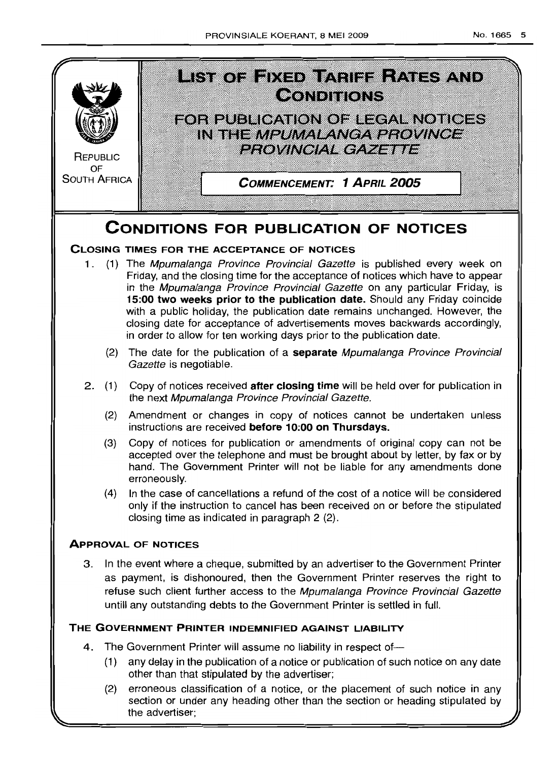REPUBLIC OF SOUTH AFRICA

# LIST OF FIXED TARIFF RATES AND CONDITIONS

## FOR PUBLICATION OF LEGAL NOTICES IN THE *MPUMALANGA PROVINCE PROVINCIAL GAZETTE*

**COMMENCEMENT: 1 APRIL 2005**

# CONDITIONS FOR PUBLICATION OF NOTICES

### CLOSING TIMES FOR THE ACCEPTANCE OF NOTICES

1. (1) The *Mpumalanga Province Provincial Gazette* is published every week on Friday, and the closing time for the acceptance of notices which have to appear in the *Mpumalanga Province Provincial Gazette* on any particular Friday, is **15:00 two weeks prior to the publication date.** Should any Friday coincide with a public holiday, the publication date remains unchanged. However, the closing date for acceptance of advertisements moves backwards accordingly, in order to allow for ten working days prior to the publication date.

   (2) The date for the publication of a **separate** *Mpumalanga Province Provincial Gazette* is negotiable.

2. (1) Copy of notices received **after closing time** will be held over for publication in the next *Mpumalanga Province Provincial Gazette.*

   (2) Amendment or changes in copy of notices cannot be undertaken unless instructions are received **before 10:00 on Thursdays.**

   (3) Copy of notices for publication or amendments of original copy can not be accepted over the telephone and must be brought about by letter, by fax or by hand. The Government Printer will not be liable for any amendments done erroneously.

   (4) In the case of cancellations a refund of the cost of a notice will be considered only if the instruction to cancel has been received on or before the stipulated closing time as indicated in paragraph 2 (2).

### APPROVAL OF NOTICES

3. In the event where a cheque, submitted by an advertiser to the Government Printer as payment, is dishonoured, then the Government Printer reserves the right to refuse such client further access to the *Mpumalanga Province Provincial Gazette* untill any outstanding debts to the Government Printer is settled in full.

### THE GOVERNMENT PRINTER INDEMNIFIED AGAINST LIABILITY

4. The Government Printer will assume no liability in respect of—

   (1) any delay in the publication of a notice or publication of such notice on any date other than that stipulated by the advertiser;

   (2) erroneous classification of a notice, or the placement of such notice in any section or under any heading other than the section or heading stipulated by the advertiser;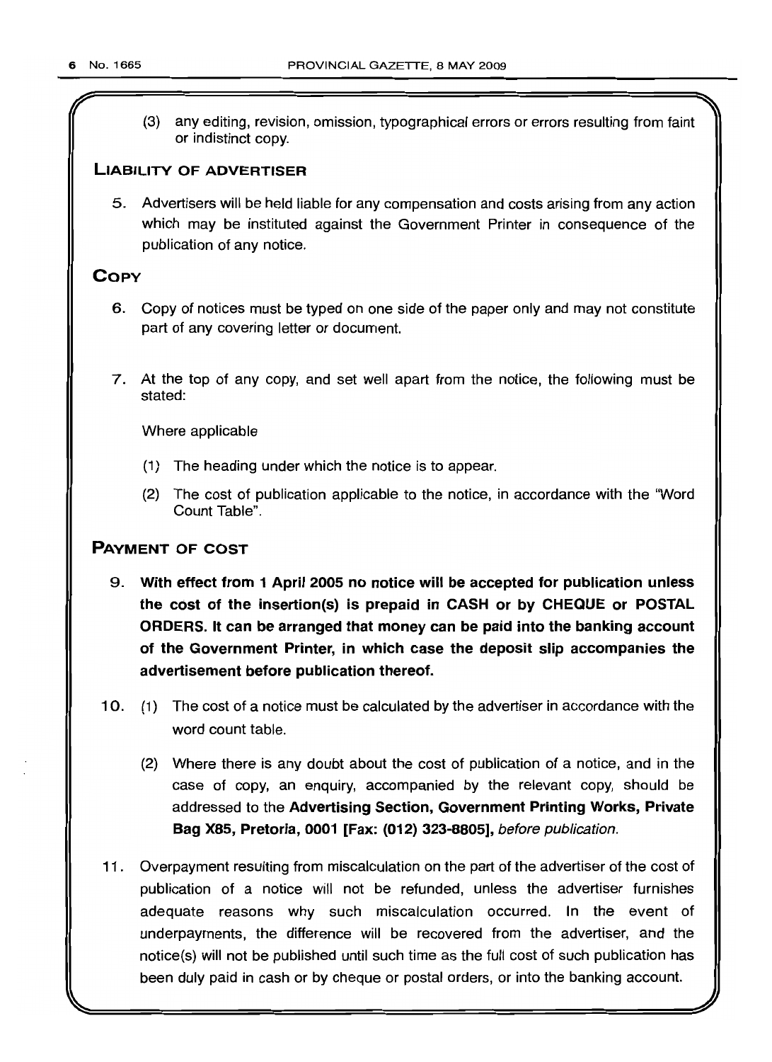(3) any editing, revision, omission, typographical errors or errors resulting from faint or indistinct copy.

## LIABILITY OF ADVERTISER

5. Advertisers will be held liable for any compensation and costs arising from any action which may be instituted against the Government Printer in consequence of the publication of any notice.

## COPY

6. Copy of notices must be typed on one side of the paper only and may not constitute part of any covering letter or document.

7. At the top of any copy, and set well apart from the notice, the following must be stated:

   Where applicable

   (1) The heading under which the notice is to appear.

   (2) The cost of publication applicable to the notice, in accordance with the "Word Count Table".

## PAYMENT OF COST

9. **With effect from 1 April 2005 no notice will be accepted for publication unless the cost of the insertion(s) is prepaid in CASH or by CHEQUE or POSTAL ORDERS. It can be arranged that money can be paid into the banking account of the Government Printer, in which case the deposit slip accompanies the advertisement before publication thereof.**

10. (1) The cost of a notice must be calculated by the advertiser in accordance with the word count table.

    (2) Where there is any doubt about the cost of publication of a notice, and in the case of copy, an enquiry, accompanied by the relevant copy, should be addressed to the **Advertising Section, Government Printing Works, Private Bag X85, Pretoria, 0001 [Fax: (012) 323-8805],** *before publication.*

11. Overpayment resulting from miscalculation on the part of the advertiser of the cost of publication of a notice will not be refunded, unless the advertiser furnishes adequate reasons why such miscalculation occurred. In the event of underpayments, the difference will be recovered from the advertiser, and the notice(s) will not be published until such time as the full cost of such publication has been duly paid in cash or by cheque or postal orders, or into the banking account.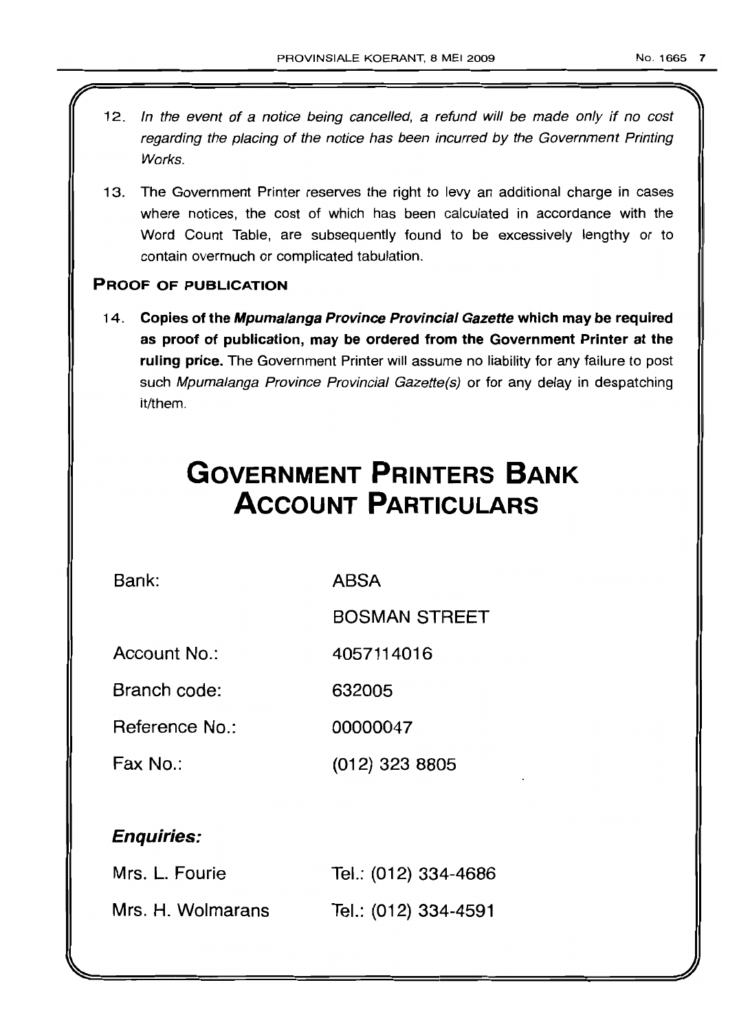12. *In the event of a notice being cancelled, a refund will be made only if no cost regarding the placing of the notice has been incurred by the Government Printing Works.*

13. The Government Printer reserves the right to levy an additional charge in cases where notices, the cost of which has been calculated in accordance with the Word Count Table, are subsequently found to be excessively lengthy or to contain overmuch or complicated tabulation.

### PROOF OF PUBLICATION

14. **Copies of the *Mpumalanga Province Provincial Gazette* which may be required as proof of publication, may be ordered from the Government Printer at the ruling price.** The Government Printer will assume no liability for any failure to post such *Mpumalanga Province Provincial Gazette(s)* or for any delay in despatching it/them.

# GOVERNMENT PRINTERS BANK ACCOUNT PARTICULARS

| | |
|---|---|
| Bank: | ABSA |
| | BOSMAN STREET |
| Account No.: | 4057114016 |
| Branch code: | 632005 |
| Reference No.: | 00000047 |
| Fax No.: | (012) 323 8805 |

***Enquiries:***

| | |
|---|---|
| Mrs. L. Fourie | Tel.: (012) 334-4686 |
| Mrs. H. Wolmarans | Tel.: (012) 334-4591 |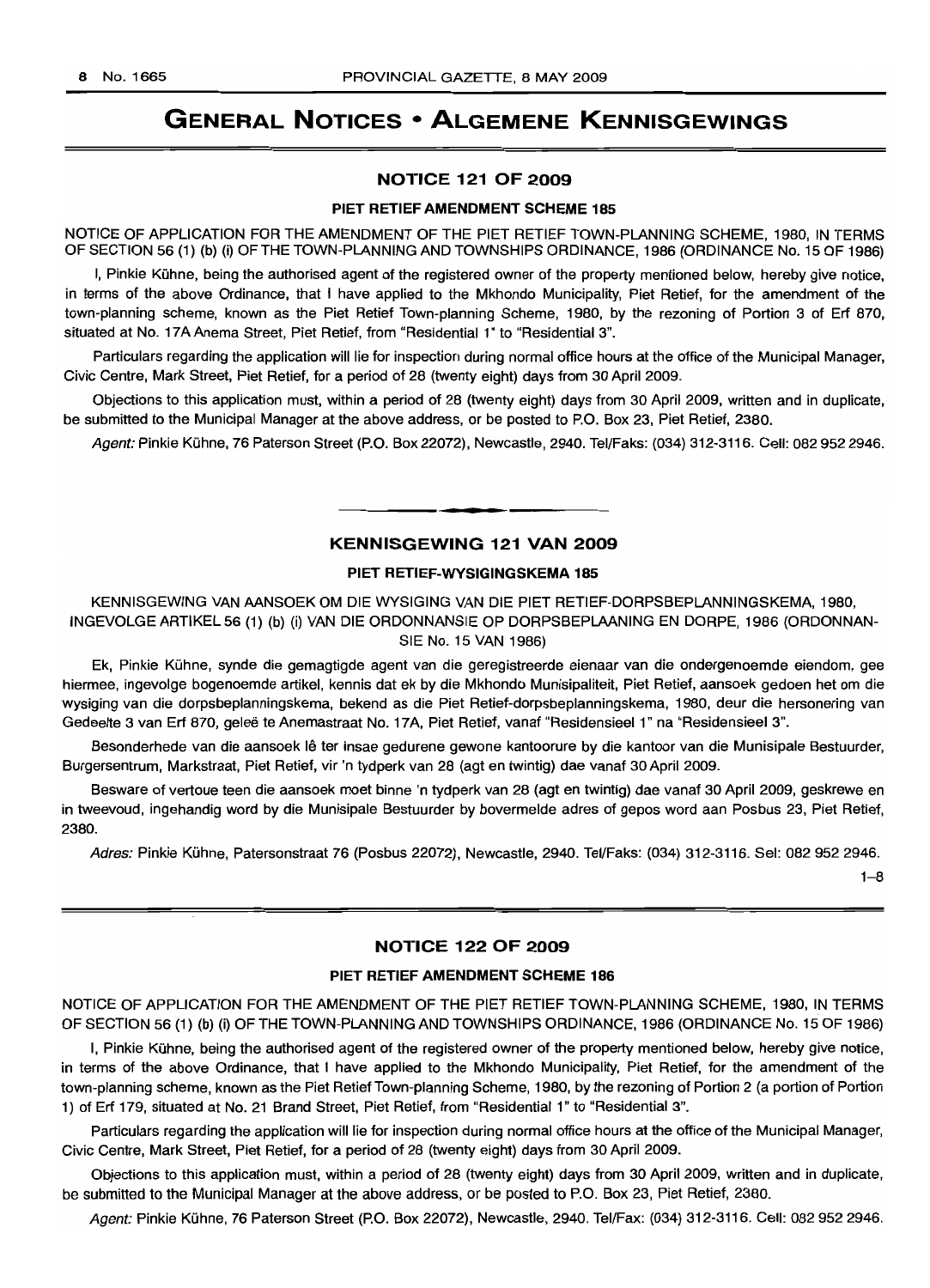# GENERAL NOTICES • ALGEMENE KENNISGEWINGS

## NOTICE 121 OF 2009

### PIET RETIEF AMENDMENT SCHEME 185

NOTICE OF APPLICATION FOR THE AMENDMENT OF THE PIET RETIEF TOWN-PLANNING SCHEME, 1980, IN TERMS OF SECTION 56 (1) (b) (i) OF THE TOWN-PLANNING AND TOWNSHIPS ORDINANCE, 1986 (ORDINANCE No. 15 OF 1986)

I, Pinkie Kühne, being the authorised agent of the registered owner of the property mentioned below, hereby give notice, in terms of the above Ordinance, that I have applied to the Mkhondo Municipality, Piet Retief, for the amendment of the town-planning scheme, known as the Piet Retief Town-planning Scheme, 1980, by the rezoning of Portion 3 of Erf 870, situated at No. 17A Anema Street, Piet Retief, from "Residential 1" to "Residential 3".

Particulars regarding the application will lie for inspection during normal office hours at the office of the Municipal Manager, Civic Centre, Mark Street, Piet Retief, for a period of 28 (twenty eight) days from 30 April 2009.

Objections to this application must, within a period of 28 (twenty eight) days from 30 April 2009, written and in duplicate, be submitted to the Municipal Manager at the above address, or be posted to P.O. Box 23, Piet Retief, 2380.

*Agent:* Pinkie Kühne, 76 Paterson Street (P.O. Box 22072), Newcastle, 2940. Tel/Faks: (034) 312-3116. Cell: 082 952 2946.

---

## KENNISGEWING 121 VAN 2009

### PIET RETIEF-WYSIGINGSKEMA 185

KENNISGEWING VAN AANSOEK OM DIE WYSIGING VAN DIE PIET RETIEF-DORPSBEPLANNINGSKEMA, 1980, INGEVOLGE ARTIKEL 56 (1) (b) (i) VAN DIE ORDONNANSIE OP DORPSBEPLAANING EN DORPE, 1986 (ORDONNANSIE No. 15 VAN 1986)

Ek, Pinkie Kühne, synde die gemagtigde agent van die geregistreerde eienaar van die ondergenoemde eiendom, gee hiermee, ingevolge bogenoemde artikel, kennis dat ek by die Mkhondo Munisipaliteit, Piet Retief, aansoek gedoen het om die wysiging van die dorpsbeplanningskema, bekend as die Piet Retief-dorpsbeplanningskema, 1980, deur die hersonering van Gedeelte 3 van Erf 870, geleë te Anemastraat No. 17A, Piet Retief, vanaf "Residensieel 1" na "Residensieel 3".

Besonderhede van die aansoek lê ter insae gedurene gewone kantoorure by die kantoor van die Munisipale Bestuurder, Burgersentrum, Markstraat, Piet Retief, vir 'n tydperk van 28 (agt en twintig) dae vanaf 30 April 2009.

Besware of vertoue teen die aansoek moet binne 'n tydperk van 28 (agt en twintig) dae vanaf 30 April 2009, geskrewe en in tweevoud, ingehandig word by die Munisipale Bestuurder by bovermelde adres of gepos word aan Posbus 23, Piet Retief, 2380.

*Adres:* Pinkie Kühne, Patersonstraat 76 (Posbus 22072), Newcastle, 2940. Tel/Faks: (034) 312-3116. Sel: 082 952 2946.

1–8

---

## NOTICE 122 OF 2009

### PIET RETIEF AMENDMENT SCHEME 186

NOTICE OF APPLICATION FOR THE AMENDMENT OF THE PIET RETIEF TOWN-PLANNING SCHEME, 1980, IN TERMS OF SECTION 56 (1) (b) (i) OF THE TOWN-PLANNING AND TOWNSHIPS ORDINANCE, 1986 (ORDINANCE No. 15 OF 1986)

I, Pinkie Kühne, being the authorised agent of the registered owner of the property mentioned below, hereby give notice, in terms of the above Ordinance, that I have applied to the Mkhondo Municipality, Piet Retief, for the amendment of the town-planning scheme, known as the Piet Retief Town-planning Scheme, 1980, by the rezoning of Portion 2 (a portion of Portion 1) of Erf 179, situated at No. 21 Brand Street, Piet Retief, from "Residential 1" to "Residential 3".

Particulars regarding the application will lie for inspection during normal office hours at the office of the Municipal Manager, Civic Centre, Mark Street, Piet Retief, for a period of 28 (twenty eight) days from 30 April 2009.

Objections to this application must, within a period of 28 (twenty eight) days from 30 April 2009, written and in duplicate, be submitted to the Municipal Manager at the above address, or be posted to P.O. Box 23, Piet Retief, 2380.

*Agent:* Pinkie Kühne, 76 Paterson Street (P.O. Box 22072), Newcastle, 2940. Tel/Fax: (034) 312-3116. Cell: 082 952 2946.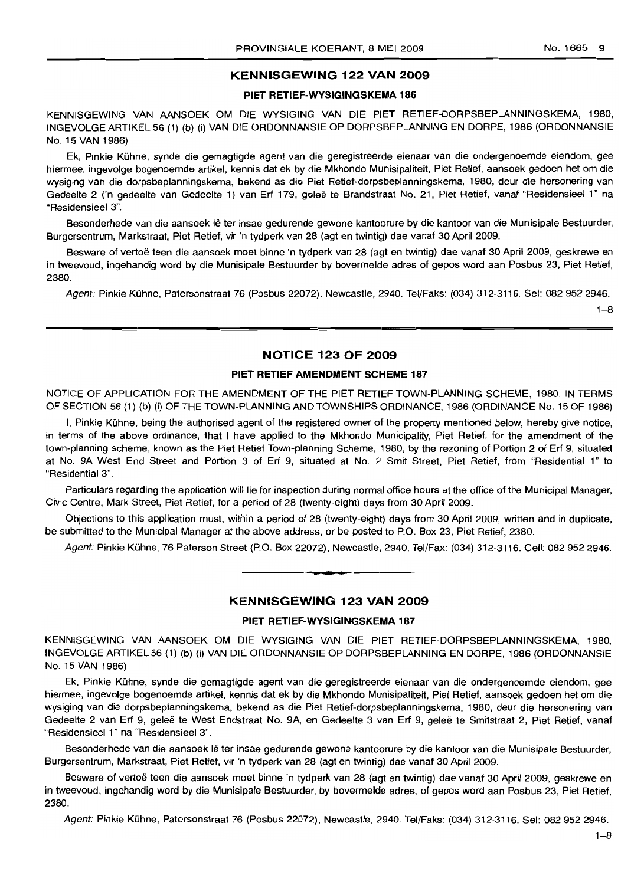## KENNISGEWING 122 VAN 2009

### PIET RETIEF-WYSIGINGSKEMA 186

KENNISGEWING VAN AANSOEK OM DIE WYSIGING VAN DIE PIET RETIEF-DORPSBEPLANNINGSKEMA, 1980, INGEVOLGE ARTIKEL 56 (1) (b) (i) VAN DIE ORDONNANSIE OP DORPSBEPLANNING EN DORPE, 1986 (ORDONNANSIE No. 15 VAN 1986)

Ek, Pinkie Kühne, synde die gemagtigde agent van die geregistreerde eienaar van die ondergenoemde eiendom, gee hiermee, ingevolge bogenoemde artikel, kennis dat ek by die Mkhondo Munisipaliteit, Piet Retief, aansoek gedoen het om die wysiging van die dorpsbeplanningskema, bekend as die Piet Retief-dorpsbeplanningskema, 1980, deur die hersonering van Gedeelte 2 ('n gedeelte van Gedeelte 1) van Erf 179, geleë te Brandstraat No. 21, Piet Retief, vanaf "Residensieel 1" na "Residensieel 3".

Besonderhede van die aansoek lê ter insae gedurende gewone kantoorure by die kantoor van die Munisipale Bestuurder, Burgersentrum, Markstraat, Piet Retief, vir 'n tydperk van 28 (agt en twintig) dae vanaf 30 April 2009.

Besware of vertoë teen die aansoek moet binne 'n tydperk van 28 (agt en twintig) dae vanaf 30 April 2009, geskrewe en in tweevoud, ingehandig word by die Munisipale Bestuurder by bovermelde adres of gepos word aan Posbus 23, Piet Retief, 2380.

*Agent:* Pinkie Kühne, Patersonstraat 76 (Posbus 22072), Newcastle, 2940. Tel/Faks: (034) 312-3116. Sel: 082 952 2946.

1–8

---

## NOTICE 123 OF 2009

### PIET RETIEF AMENDMENT SCHEME 187

NOTICE OF APPLICATION FOR THE AMENDMENT OF THE PIET RETIEF TOWN-PLANNING SCHEME, 1980, IN TERMS OF SECTION 56 (1) (b) (i) OF THE TOWN-PLANNING AND TOWNSHIPS ORDINANCE, 1986 (ORDINANCE No. 15 OF 1986)

I, Pinkie Kühne, being the authorised agent of the registered owner of the property mentioned below, hereby give notice, in terms of the above ordinance, that I have applied to the Mkhondo Municipality, Piet Retief, for the amendment of the town-planning scheme, known as the Piet Retief Town-planning Scheme, 1980, by the rezoning of Portion 2 of Erf 9, situated at No. 9A West End Street and Portion 3 of Erf 9, situated at No. 2 Smit Street, Piet Retief, from "Residential 1" to "Residential 3".

Particulars regarding the application will lie for inspection during normal office hours at the office of the Municipal Manager, Civic Centre, Mark Street, Piet Retief, for a period of 28 (twenty-eight) days from 30 April 2009.

Objections to this application must, within a period of 28 (twenty-eight) days from 30 April 2009, written and in duplicate, be submitted to the Municipal Manager at the above address, or be posted to P.O. Box 23, Piet Retief, 2380.

*Agent:* Pinkie Kühne, 76 Paterson Street (P.O. Box 22072), Newcastle, 2940. Tel/Fax: (034) 312-3116. Cell: 082 952 2946.

---

## KENNISGEWING 123 VAN 2009

### PIET RETIEF-WYSIGINGSKEMA 187

KENNISGEWING VAN AANSOEK OM DIE WYSIGING VAN DIE PIET RETIEF-DORPSBEPLANNINGSKEMA, 1980, INGEVOLGE ARTIKEL 56 (1) (b) (i) VAN DIE ORDONNANSIE OP DORPSBEPLANNING EN DORPE, 1986 (ORDONNANSIE No. 15 VAN 1986)

Ek, Pinkie Kühne, synde die gemagtigde agent van die geregistreerde eienaar van die ondergenoemde eiendom, gee hiermeë, ingevolge bogenoemde artikel, kennis dat ek by die Mkhondo Munisipaliteit, Piet Retief, aansoek gedoen het om die wysiging van die dorpsbeplanningskema, bekend as die Piet Retief-dorpsbeplanningskema, 1980, deur die hersonering van Gedeelte 2 van Erf 9, geleë te West Endstraat No. 9A, en Gedeelte 3 van Erf 9, geleë te Smitstraat 2, Piet Retief, vanaf "Residensieel 1" na "Residensieel 3".

Besonderhede van die aansoek lê ter insae gedurende gewone kantoorure by die kantoor van die Munisipale Bestuurder, Burgersentrum, Markstraat, Piet Retief, vir 'n tydperk van 28 (agt en twintig) dae vanaf 30 April 2009.

Besware of vertoë teen die aansoek moet binne 'n tydperk van 28 (agt en twintig) dae vanaf 30 April 2009, geskrewe en in tweevoud, ingehandig word by die Munisipale Bestuurder, by bovermelde adres, of gepos word aan Posbus 23, Piet Retief, 2380.

*Agent:* Pinkie Kühne, Patersonstraat 76 (Posbus 22072), Newcastle, 2940. Tel/Faks: (034) 312-3116. Sel: 082 952 2946.

1–8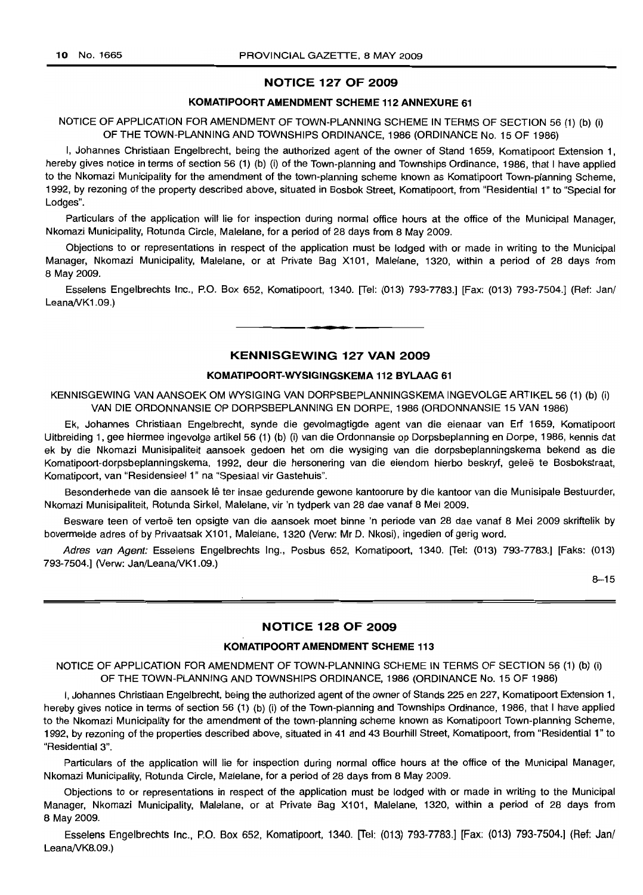## NOTICE 127 OF 2009

### KOMATIPOORT AMENDMENT SCHEME 112 ANNEXURE 61

NOTICE OF APPLICATION FOR AMENDMENT OF TOWN-PLANNING SCHEME IN TERMS OF SECTION 56 (1) (b) (i) OF THE TOWN-PLANNING AND TOWNSHIPS ORDINANCE, 1986 (ORDINANCE No. 15 OF 1986)

I, Johannes Christiaan Engelbrecht, being the authorized agent of the owner of Stand 1659, Komatipoort Extension 1, hereby gives notice in terms of section 56 (1) (b) (i) of the Town-planning and Townships Ordinance, 1986, that I have applied to the Nkomazi Municipality for the amendment of the town-planning scheme known as Komatipoort Town-planning Scheme, 1992, by rezoning of the property described above, situated in Bosbok Street, Komatipoort, from "Residential 1" to "Special for Lodges".

Particulars of the application will lie for inspection during normal office hours at the office of the Municipal Manager, Nkomazi Municipality, Rotunda Circle, Malelane, for a period of 28 days from 8 May 2009.

Objections to or representations in respect of the application must be lodged with or made in writing to the Municipal Manager, Nkomazi Municipality, Malelane, or at Private Bag X101, Malelane, 1320, within a period of 28 days from 8 May 2009.

Esselens Engelbrechts Inc., P.O. Box 652, Komatipoort, 1340. [Tel: (013) 793-7783.] [Fax: (013) 793-7504.] (Ref: Jan/Leana/VK1.09.)

---

## KENNISGEWING 127 VAN 2009

### KOMATIPOORT-WYSIGINGSKEMA 112 BYLAAG 61

KENNISGEWING VAN AANSOEK OM WYSIGING VAN DORPSBEPLANNINGSKEMA INGEVOLGE ARTIKEL 56 (1) (b) (i) VAN DIE ORDONNANSIE OP DORPSBEPLANNING EN DORPE, 1986 (ORDONNANSIE 15 VAN 1986)

Ek, Johannes Christiaan Engelbrecht, synde die gevolmagtigde agent van die eienaar van Erf 1659, Komatipoort Uitbreiding 1, gee hiermee ingevolge artikel 56 (1) (b) (i) van die Ordonnansie op Dorpsbeplanning en Dorpe, 1986, kennis dat ek by die Nkomazi Munisipaliteit aansoek gedoen het om die wysiging van die dorpsbeplanningskema bekend as die Komatipoort-dorpsbeplanningskema, 1992, deur die hersonering van die eiendom hierbo beskryf, geleë te Bosbokstraat, Komatipoort, van "Residensieel 1" na "Spesiaal vir Gastehuis".

Besonderhede van die aansoek lê ter insae gedurende gewone kantoorure by die kantoor van die Munisipale Bestuurder, Nkomazi Munisipaliteit, Rotunda Sirkel, Malelane, vir 'n tydperk van 28 dae vanaf 8 Mei 2009.

Besware teen of vertoë ten opsigte van die aansoek moet binne 'n periode van 28 dae vanaf 8 Mei 2009 skriftelik by bovermelde adres of by Privaatsak X101, Malelane, 1320 (Verw: Mr D. Nkosi), ingedien of gerig word.

*Adres van Agent:* Esselens Engelbrechts Ing., Posbus 652, Komatipoort, 1340. [Tel: (013) 793-7783.] [Faks: (013) 793-7504.] (Verw: Jan/Leana/VK1.09.)

8–15

---

## NOTICE 128 OF 2009

### KOMATIPOORT AMENDMENT SCHEME 113

NOTICE OF APPLICATION FOR AMENDMENT OF TOWN-PLANNING SCHEME IN TERMS OF SECTION 56 (1) (b) (i) OF THE TOWN-PLANNING AND TOWNSHIPS ORDINANCE, 1986 (ORDINANCE No. 15 OF 1986)

I, Johannes Christiaan Engelbrecht, being the authorized agent of the owner of Stands 225 en 227, Komatipoort Extension 1, hereby gives notice in terms of section 56 (1) (b) (i) of the Town-planning and Townships Ordinance, 1986, that I have applied to the Nkomazi Municipality for the amendment of the town-planning scheme known as Komatipoort Town-planning Scheme, 1992, by rezoning of the properties described above, situated in 41 and 43 Bourhill Street, Komatipoort, from "Residential 1" to "Residential 3".

Particulars of the application will lie for inspection during normal office hours at the office of the Municipal Manager, Nkomazi Municipality, Rotunda Circle, Malelane, for a period of 28 days from 8 May 2009.

Objections to or representations in respect of the application must be lodged with or made in writing to the Municipal Manager, Nkomazi Municipality, Malelane, or at Private Bag X101, Malelane, 1320, within a period of 28 days from 8 May 2009.

Esselens Engelbrechts Inc., P.O. Box 652, Komatipoort, 1340. [Tel: (013) 793-7783.] [Fax: (013) 793-7504.] (Ref: Jan/Leana/VK8.09.)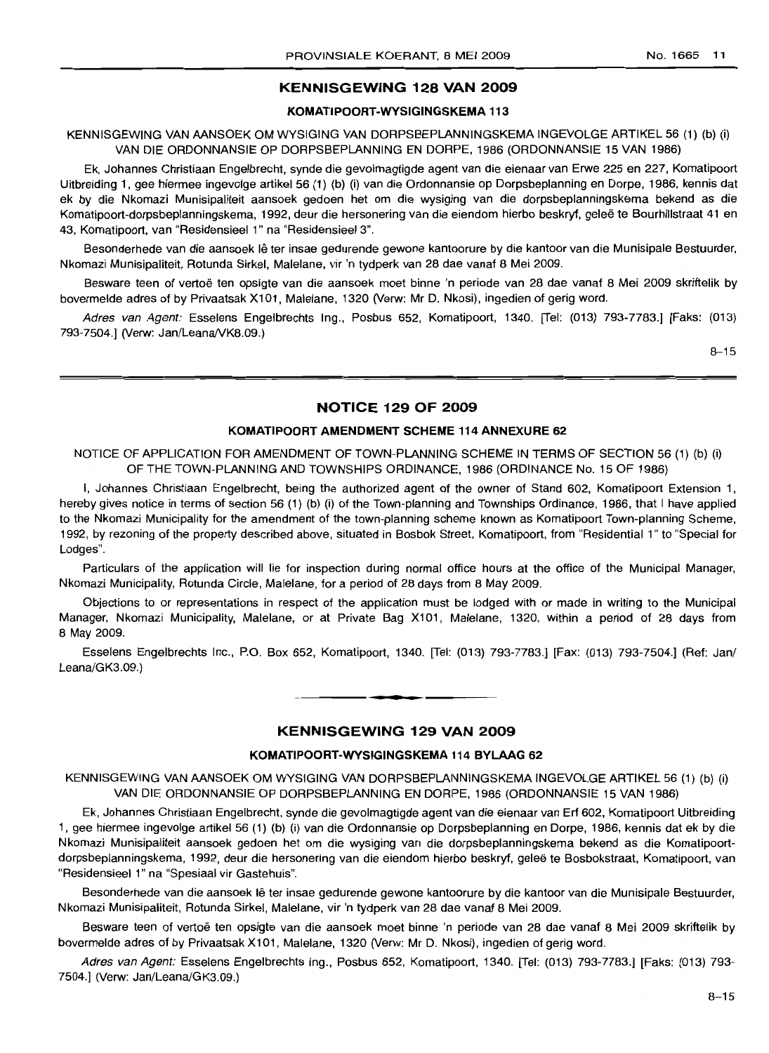## KENNISGEWING 128 VAN 2009

### KOMATIPOORT-WYSIGINGSKEMA 113

KENNISGEWING VAN AANSOEK OM WYSIGING VAN DORPSBEPLANNINGSKEMA INGEVOLGE ARTIKEL 56 (1) (b) (i) VAN DIE ORDONNANSIE OP DORPSBEPLANNING EN DORPE, 1986 (ORDONNANSIE 15 VAN 1986)

Ek, Johannes Christiaan Engelbrecht, synde die gevolmagtigde agent van die eienaar van Erwe 225 en 227, Komatipoort Uitbreiding 1, gee hiermee ingevolge artikel 56 (1) (b) (i) van die Ordonnansie op Dorpsbeplanning en Dorpe, 1986, kennis dat ek by die Nkomazi Munisipaliteit aansoek gedoen het om die wysiging van die dorpsbeplanningskema bekend as die Komatipoort-dorpsbeplanningskema, 1992, deur die hersonering van die eiendom hierbo beskryf, geleë te Bourhillstraat 41 en 43, Komatipoort, van "Residensieel 1" na "Residensieel 3".

Besonderhede van die aansoek lê ter insae gedurende gewone kantoorure by die kantoor van die Munisipale Bestuurder, Nkomazi Munisipaliteit, Rotunda Sirkel, Malelane, vir 'n tydperk van 28 dae vanaf 8 Mei 2009.

Besware teen of vertoë ten opsigte van die aansoek moet binne 'n periode van 28 dae vanaf 8 Mei 2009 skriftelik by bovermelde adres of by Privaatsak X101, Malelane, 1320 (Verw: Mr D. Nkosi), ingedien of gerig word.

*Adres van Agent:* Esselens Engelbrechts Ing., Posbus 652, Komatipoort, 1340. [Tel: (013) 793-7783.] [Faks: (013) 793-7504.] (Verw: Jan/Leana/VK8.09.)

8–15

---

## NOTICE 129 OF 2009

### KOMATIPOORT AMENDMENT SCHEME 114 ANNEXURE 62

NOTICE OF APPLICATION FOR AMENDMENT OF TOWN-PLANNING SCHEME IN TERMS OF SECTION 56 (1) (b) (i) OF THE TOWN-PLANNING AND TOWNSHIPS ORDINANCE, 1986 (ORDINANCE No. 15 OF 1986)

I, Johannes Christiaan Engelbrecht, being the authorized agent of the owner of Stand 602, Komatipoort Extension 1, hereby gives notice in terms of section 56 (1) (b) (i) of the Town-planning and Townships Ordinance, 1986, that I have applied to the Nkomazi Municipality for the amendment of the town-planning scheme known as Komatipoort Town-planning Scheme, 1992, by rezoning of the property described above, situated in Bosbok Street, Komatipoort, from "Residential 1" to "Special for Lodges".

Particulars of the application will lie for inspection during normal office hours at the office of the Municipal Manager, Nkomazi Municipality, Rotunda Circle, Malelane, for a period of 28 days from 8 May 2009.

Objections to or representations in respect of the application must be lodged with or made in writing to the Municipal Manager, Nkomazi Municipality, Malelane, or at Private Bag X101, Malelane, 1320, within a period of 28 days from 8 May 2009.

Esselens Engelbrechts Inc., P.O. Box 652, Komatipoort, 1340. [Tel: (013) 793-7783.] [Fax: (013) 793-7504.] (Ref: Jan/Leana/GK3.09.)

---

## KENNISGEWING 129 VAN 2009

### KOMATIPOORT-WYSIGINGSKEMA 114 BYLAAG 62

KENNISGEWING VAN AANSOEK OM WYSIGING VAN DORPSBEPLANNINGSKEMA INGEVOLGE ARTIKEL 56 (1) (b) (i) VAN DIE ORDONNANSIE OP DORPSBEPLANNING EN DORPE, 1986 (ORDONNANSIE 15 VAN 1986)

Ek, Johannes Christiaan Engelbrecht, synde die gevolmagtigde agent van die eienaar van Erf 602, Komatipoort Uitbreiding 1, gee hiermee ingevolge artikel 56 (1) (b) (i) van die Ordonnansie op Dorpsbeplanning en Dorpe, 1986, kennis dat ek by die Nkomazi Munisipaliteit aansoek gedoen het om die wysiging van die dorpsbeplanningskema bekend as die Komatipoort-dorpsbeplanningskema, 1992, deur die hersonering van die eiendom hierbo beskryf, geleë te Bosbokstraat, Komatipoort, van "Residensieel 1" na "Spesiaal vir Gastehuis".

Besonderhede van die aansoek lê ter insae gedurende gewone kantoorure by die kantoor van die Munisipale Bestuurder, Nkomazi Munisipaliteit, Rotunda Sirkel, Malelane, vir 'n tydperk van 28 dae vanaf 8 Mei 2009.

Besware teen of vertoë ten opsigte van die aansoek moet binne 'n periode van 28 dae vanaf 8 Mei 2009 skriftelik by bovermelde adres of by Privaatsak X101, Malelane, 1320 (Verw: Mr D. Nkosi), ingedien of gerig word.

*Adres van Agent:* Esselens Engelbrechts Ing., Posbus 652, Komatipoort, 1340. [Tel: (013) 793-7783.] [Faks: (013) 793-7504.] (Verw: Jan/Leana/GK3.09.)

8–15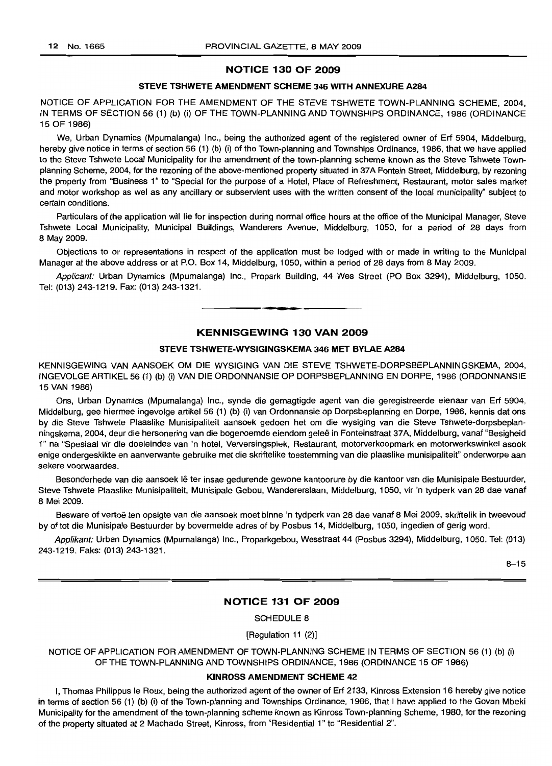## NOTICE 130 OF 2009

### STEVE TSHWETE AMENDMENT SCHEME 346 WITH ANNEXURE A284

NOTICE OF APPLICATION FOR THE AMENDMENT OF THE STEVE TSHWETE TOWN-PLANNING SCHEME, 2004, IN TERMS OF SECTION 56 (1) (b) (i) OF THE TOWN-PLANNING AND TOWNSHIPS ORDINANCE, 1986 (ORDINANCE 15 OF 1986)

We, Urban Dynamics (Mpumalanga) Inc., being the authorized agent of the registered owner of Erf 5904, Middelburg, hereby give notice in terms of section 56 (1) (b) (i) of the Town-planning and Townships Ordinance, 1986, that we have applied to the Steve Tshwete Local Municipality for the amendment of the town-planning scheme known as the Steve Tshwete Town-planning Scheme, 2004, for the rezoning of the above-mentioned property situated in 37A Fontein Street, Middelburg, by rezoning the property from "Business 1" to "Special for the purpose of a Hotel, Place of Refreshment, Restaurant, motor sales market and motor workshop as wel as any ancillary or subservient uses with the written consent of the local municipality" subject to certain conditions.

Particulars of the application will lie for inspection during normal office hours at the office of the Municipal Manager, Steve Tshwete Local Municipality, Municipal Buildings, Wanderers Avenue, Middelburg, 1050, for a period of 28 days from 8 May 2009.

Objections to or representations in respect of the application must be lodged with or made in writing to the Municipal Manager at the above address or at P.O. Box 14, Middelburg, 1050, within a period of 28 days from 8 May 2009.

*Applicant:* Urban Dynamics (Mpumalanga) Inc., Propark Building, 44 Wes Street (PO Box 3294), Middelburg, 1050. Tel: (013) 243-1219. Fax: (013) 243-1321.

---

## KENNISGEWING 130 VAN 2009

### STEVE TSHWETE-WYSIGINGSKEMA 346 MET BYLAE A284

KENNISGEWING VAN AANSOEK OM DIE WYSIGING VAN DIE STEVE TSHWETE-DORPSBEPLANNINGSKEMA, 2004, INGEVOLGE ARTIKEL 56 (1) (b) (i) VAN DIE ORDONNANSIE OP DORPSBEPLANNING EN DORPE, 1986 (ORDONNANSIE 15 VAN 1986)

Ons, Urban Dynamics (Mpumalanga) Inc., synde die gemagtigde agent van die geregistreerde eienaar van Erf 5904, Middelburg, gee hiermee ingevolge artikel 56 (1) (b) (i) van Ordonnansie op Dorpsbeplanning en Dorpe, 1986, kennis dat ons by die Steve Tshwete Plaaslike Munisipaliteit aansoek gedoen het om die wysiging van die Steve Tshwete-dorpsbeplanningskema, 2004, deur die hersonering van die bogenoemde eiendom geleë in Fonteinstraat 37A, Middelburg, vanaf "Besigheid 1" na "Spesiaal vir die doeleindes van 'n hotel, Verversingsplek, Restaurant, motorverkoopmark en motorwerkswinkel asook enige ondergeskikte en aanverwante gebruike met die skriftelike toestemming van die plaaslike munisipaliteit" onderworpe aan sekere voorwaardes.

Besonderhede van die aansoek lê ter insae gedurende gewone kantoorure by die kantoor van die Munisipale Bestuurder, Steve Tshwete Plaaslike Munisipaliteit, Munisipale Gebou, Wanderersiaan, Middelburg, 1050, vir 'n tydperk van 28 dae vanaf 8 Mei 2009.

Besware of vertoë ten opsigte van die aansoek moet binne 'n tydperk van 28 dae vanaf 8 Mei 2009, skriftelik in tweevoud by of tot die Munisipale Bestuurder by bovermelde adres of by Posbus 14, Middelburg, 1050, ingedien of gerig word.

*Applikant:* Urban Dynamics (Mpumalanga) Inc., Proparkgebou, Wesstraat 44 (Posbus 3294), Middelburg, 1050. Tel: (013) 243-1219. Faks: (013) 243-1321.

8–15

---

## NOTICE 131 OF 2009

SCHEDULE 8

[Regulation 11 (2)]

NOTICE OF APPLICATION FOR AMENDMENT OF TOWN-PLANNING SCHEME IN TERMS OF SECTION 56 (1) (b) (i) OF THE TOWN-PLANNING AND TOWNSHIPS ORDINANCE, 1986 (ORDINANCE 15 OF 1986)

### KINROSS AMENDMENT SCHEME 42

I, Thomas Philippus le Roux, being the authorized agent of the owner of Erf 2133, Kinross Extension 16 hereby give notice in terms of section 56 (1) (b) (i) of the Town-planning and Townships Ordinance, 1986, that I have applied to the Govan Mbeki Municipality for the amendment of the town-planning scheme known as Kinross Town-planning Scheme, 1980, for the rezoning of the property situated at 2 Machado Street, Kinross, from "Residential 1" to "Residential 2".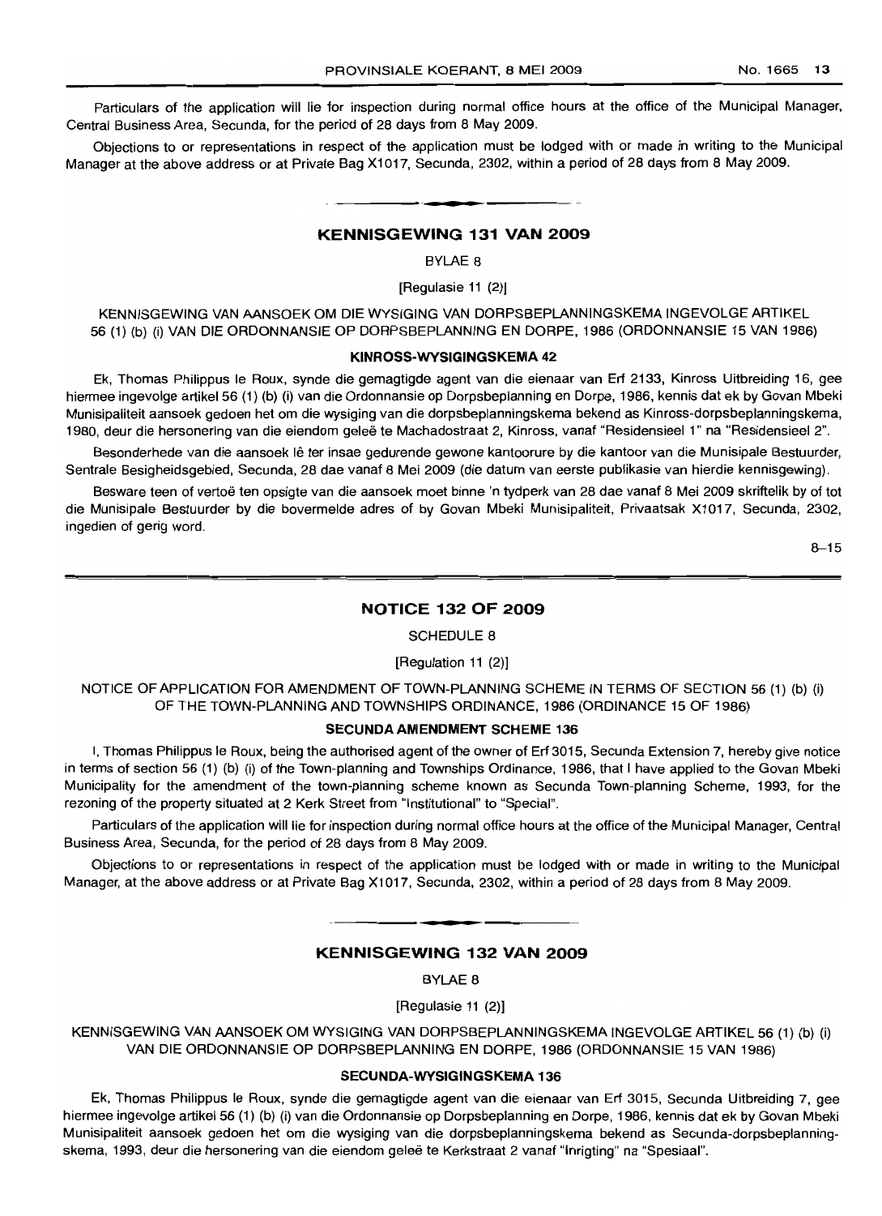Particulars of the application will lie for inspection during normal office hours at the office of the Municipal Manager, Central Business Area, Secunda, for the period of 28 days from 8 May 2009.

Objections to or representations in respect of the application must be lodged with or made in writing to the Municipal Manager at the above address or at Private Bag X1017, Secunda, 2302, within a period of 28 days from 8 May 2009.

---

## KENNISGEWING 131 VAN 2009

BYLAE 8

[Regulasie 11 (2)]

KENNISGEWING VAN AANSOEK OM DIE WYSIGING VAN DORPSBEPLANNINGSKEMA INGEVOLGE ARTIKEL 56 (1) (b) (i) VAN DIE ORDONNANSIE OP DORPSBEPLANNING EN DORPE, 1986 (ORDONNANSIE 15 VAN 1986)

**KINROSS-WYSIGINGSKEMA 42**

Ek, Thomas Philippus le Roux, synde die gemagtigde agent van die eienaar van Erf 2133, Kinross Uitbreiding 16, gee hiermee ingevolge artikel 56 (1) (b) (i) van die Ordonnansie op Dorpsbeplanning en Dorpe, 1986, kennis dat ek by Govan Mbeki Munisipaliteit aansoek gedoen het om die wysiging van die dorpsbeplanningskema bekend as Kinross-dorpsbeplanningskema, 1980, deur die hersonering van die eiendom geleë te Machadostraat 2, Kinross, vanaf "Residensieel 1" na "Residensieel 2".

Besonderhede van die aansoek lê ter insae gedurende gewone kantoorure by die kantoor van die Munisipale Bestuurder, Sentrale Besigheidsgebied, Secunda, 28 dae vanaf 8 Mei 2009 (die datum van eerste publikasie van hierdie kennisgewing).

Besware teen of vertoë ten opsigte van die aansoek moet binne 'n tydperk van 28 dae vanaf 8 Mei 2009 skriftelik by of tot die Munisipale Bestuurder by die bovermelde adres of by Govan Mbeki Munisipaliteit, Privaatsak X1017, Secunda, 2302, ingedien of gerig word.

8–15

---

## NOTICE 132 OF 2009

SCHEDULE 8

[Regulation 11 (2)]

NOTICE OF APPLICATION FOR AMENDMENT OF TOWN-PLANNING SCHEME IN TERMS OF SECTION 56 (1) (b) (i) OF THE TOWN-PLANNING AND TOWNSHIPS ORDINANCE, 1986 (ORDINANCE 15 OF 1986)

**SECUNDA AMENDMENT SCHEME 136**

I, Thomas Philippus le Roux, being the authorised agent of the owner of Erf 3015, Secunda Extension 7, hereby give notice in terms of section 56 (1) (b) (i) of the Town-planning and Townships Ordinance, 1986, that I have applied to the Govan Mbeki Municipality for the amendment of the town-planning scheme known as Secunda Town-planning Scheme, 1993, for the rezoning of the property situated at 2 Kerk Street from "Institutional" to "Special".

Particulars of the application will lie for inspection during normal office hours at the office of the Municipal Manager, Central Business Area, Secunda, for the period of 28 days from 8 May 2009.

Objections to or representations in respect of the application must be lodged with or made in writing to the Municipal Manager, at the above address or at Private Bag X1017, Secunda, 2302, within a period of 28 days from 8 May 2009.

---

## KENNISGEWING 132 VAN 2009

BYLAE 8

[Regulasie 11 (2)]

KENNISGEWING VAN AANSOEK OM WYSIGING VAN DORPSBEPLANNINGSKEMA INGEVOLGE ARTIKEL 56 (1) (b) (i) VAN DIE ORDONNANSIE OP DORPSBEPLANNING EN DORPE, 1986 (ORDONNANSIE 15 VAN 1986)

**SECUNDA-WYSIGINGSKEMA 136**

Ek, Thomas Philippus le Roux, synde die gemagtigde agent van die eienaar van Erf 3015, Secunda Uitbreiding 7, gee hiermee ingevolge artikel 56 (1) (b) (i) van die Ordonnansie op Dorpsbeplanning en Dorpe, 1986, kennis dat ek by Govan Mbeki Munisipaliteit aansoek gedoen het om die wysiging van die dorpsbeplanningskema bekend as Secunda-dorpsbeplanningskema, 1993, deur die hersonering van die eiendom geleë te Kerkstraat 2 vanaf "Inrigting" na "Spesiaal".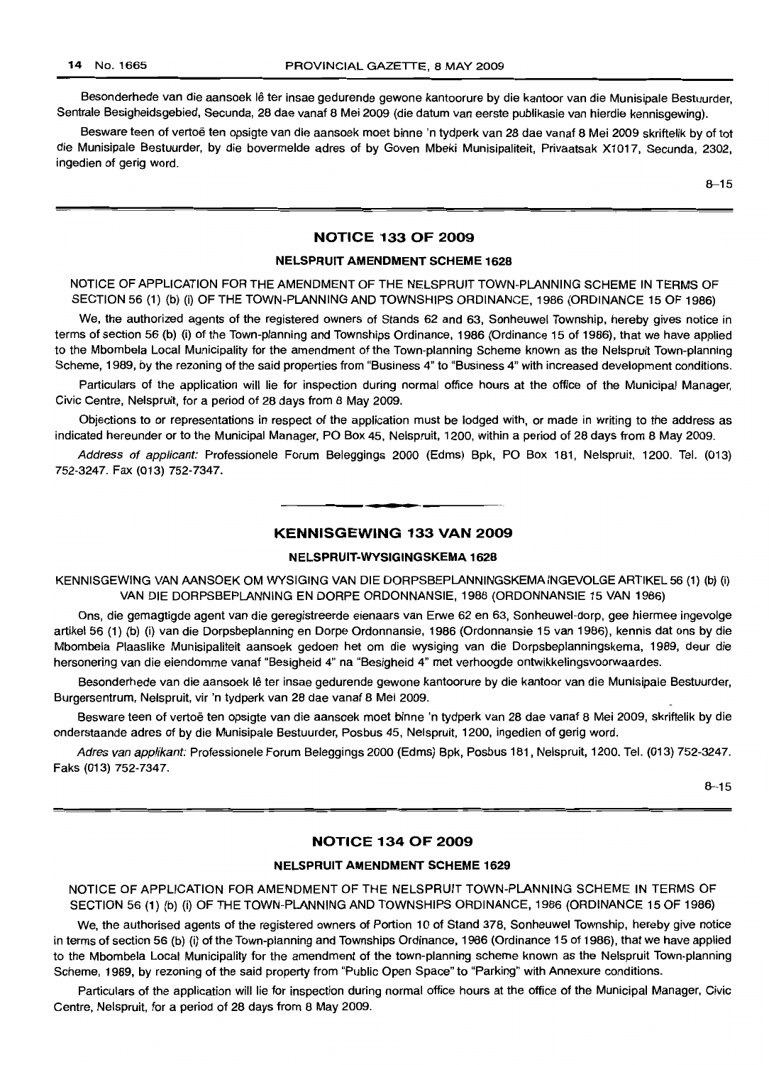Besonderhede van die aansoek lê ter insae gedurende gewone kantoorure by die kantoor van die Munisipale Bestuurder, Sentrale Besigheidsgebied, Secunda, 28 dae vanaf 8 Mei 2009 (die datum van eerste publikasie van hierdie kennisgewing).

Besware teen of vertoë ten opsigte van die aansoek moet binne 'n tydperk van 28 dae vanaf 8 Mei 2009 skriftelik by of tot die Munisipale Bestuurder, by die bovermelde adres of by Goven Mbeki Munisipaliteit, Privaatsak X1017, Secunda, 2302, ingedien of gerig word.

8–15

## NOTICE 133 OF 2009

### NELSPRUIT AMENDMENT SCHEME 1628

NOTICE OF APPLICATION FOR THE AMENDMENT OF THE NELSPRUIT TOWN-PLANNING SCHEME IN TERMS OF SECTION 56 (1) (b) (i) OF THE TOWN-PLANNING AND TOWNSHIPS ORDINANCE, 1986 (ORDINANCE 15 OF 1986)

We, the authorized agents of the registered owners of Stands 62 and 63, Sonheuwel Township, hereby gives notice in terms of section 56 (b) (i) of the Town-planning and Townships Ordinance, 1986 (Ordinance 15 of 1986), that we have applied to the Mbombela Local Municipality for the amendment of the Town-planning Scheme known as the Nelspruit Town-planning Scheme, 1989, by the rezoning of the said properties from "Business 4" to "Business 4" with increased development conditions.

Particulars of the application will lie for inspection during normal office hours at the office of the Municipal Manager, Civic Centre, Nelspruit, for a period of 28 days from 8 May 2009.

Objections to or representations in respect of the application must be lodged with, or made in writing to the address as indicated hereunder or to the Municipal Manager, PO Box 45, Nelspruit, 1200, within a period of 28 days from 8 May 2009.

*Address of applicant:* Professionele Forum Beleggings 2000 (Edms) Bpk, PO Box 181, Nelspruit, 1200. Tel. (013) 752-3247. Fax (013) 752-7347.

## KENNISGEWING 133 VAN 2009

### NELSPRUIT-WYSIGINGSKEMA 1628

KENNISGEWING VAN AANSOEK OM WYSIGING VAN DIE DORPSBEPLANNINGSKEMA INGEVOLGE ARTIKEL 56 (1) (b) (i) VAN DIE DORPSBEPLANNING EN DORPE ORDONNANSIE, 1986 (ORDONNANSIE 15 VAN 1986)

Ons, die gemagtigde agent van die geregistreerde eienaars van Erwe 62 en 63, Sonheuwel-dorp, gee hiermee ingevolge artikel 56 (1) (b) (i) van die Dorpsbeplanning en Dorpe Ordonnansie, 1986 (Ordonnansie 15 van 1986), kennis dat ons by die Mbombela Plaaslike Munisipaliteit aansoek gedoen het om die wysiging van die Dorpsbeplanningskema, 1989, deur die hersonering van die eiendomme vanaf "Besigheid 4" na "Besigheid 4" met verhoogde ontwikkelingsvoorwaardes.

Besonderhede van die aansoek lê ter insae gedurende gewone kantoorure by die kantoor van die Munisipale Bestuurder, Burgersentrum, Nelspruit, vir 'n tydperk van 28 dae vanaf 8 Mei 2009.

Besware teen of vertoë ten opsigte van die aansoek moet binne 'n tydperk van 28 dae vanaf 8 Mei 2009, skriftelik by die onderstaande adres of by die Munisipale Bestuurder, Posbus 45, Nelspruit, 1200, ingedien of gerig word.

*Adres van applikant:* Professionele Forum Beleggings 2000 (Edms) Bpk, Posbus 181, Nelspruit, 1200. Tel. (013) 752-3247. Faks (013) 752-7347.

8–15

## NOTICE 134 OF 2009

### NELSPRUIT AMENDMENT SCHEME 1629

NOTICE OF APPLICATION FOR AMENDMENT OF THE NELSPRUIT TOWN-PLANNING SCHEME IN TERMS OF SECTION 56 (1) (b) (i) OF THE TOWN-PLANNING AND TOWNSHIPS ORDINANCE, 1986 (ORDINANCE 15 OF 1986)

We, the authorised agents of the registered owners of Portion 10 of Stand 378, Sonheuwel Township, hereby give notice in terms of section 56 (b) (i) of the Town-planning and Townships Ordinance, 1986 (Ordinance 15 of 1986), that we have applied to the Mbombela Local Municipality for the amendment of the town-planning scheme known as the Nelspruit Town-planning Scheme, 1989, by rezoning of the said property from "Public Open Space" to "Parking" with Annexure conditions.

Particulars of the application will lie for inspection during normal office hours at the office of the Municipal Manager, Civic Centre, Nelspruit, for a period of 28 days from 8 May 2009.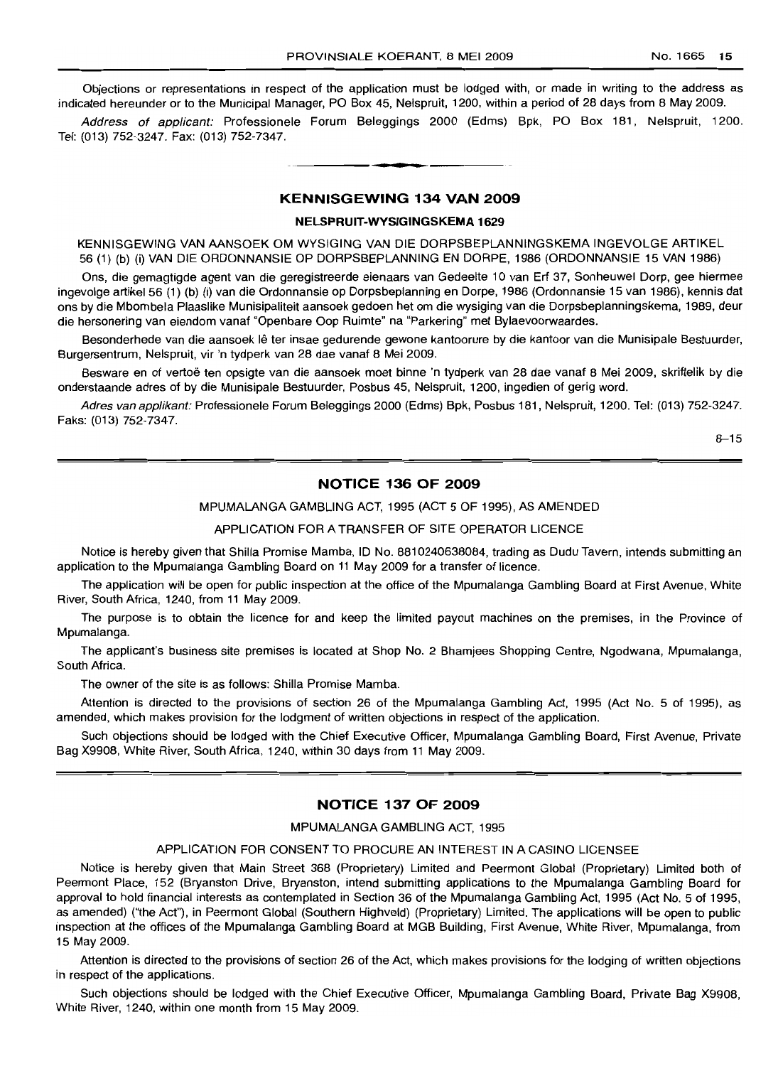Objections or representations in respect of the application must be lodged with, or made in writing to the address as indicated hereunder or to the Municipal Manager, PO Box 45, Nelspruit, 1200, within a period of 28 days from 8 May 2009.

*Address of applicant:* Professionele Forum Beleggings 2000 (Edms) Bpk, PO Box 181, Nelspruit, 1200. Tel: (013) 752-3247. Fax: (013) 752-7347.

---

## KENNISGEWING 134 VAN 2009

### NELSPRUIT-WYSIGINGSKEMA 1629

KENNISGEWING VAN AANSOEK OM WYSIGING VAN DIE DORPSBEPLANNINGSKEMA INGEVOLGE ARTIKEL 56 (1) (b) (i) VAN DIE ORDONNANSIE OP DORPSBEPLANNING EN DORPE, 1986 (ORDONNANSIE 15 VAN 1986)

Ons, die gemagtigde agent van die geregistreerde eienaars van Gedeelte 10 van Erf 37, Sonheuwel Dorp, gee hiermee ingevolge artikel 56 (1) (b) (i) van die Ordonnansie op Dorpsbeplanning en Dorpe, 1986 (Ordonnansie 15 van 1986), kennis dat ons by die Mbombela Plaaslike Munisipaliteit aansoek gedoen het om die wysiging van die Dorpsbeplanningskema, 1989, deur die hersonering van eiendom vanaf "Openbare Oop Ruimte" na "Parkering" met Bylaevoorwaardes.

Besonderhede van die aansoek lê ter insae gedurende gewone kantoorure by die kantoor van die Munisipale Bestuurder, Burgersentrum, Nelspruit, vir 'n tydperk van 28 dae vanaf 8 Mei 2009.

Besware en of vertoë ten opsigte van die aansoek moet binne 'n tydperk van 28 dae vanaf 8 Mei 2009, skriftelik by die onderstaande adres of by die Munisipale Bestuurder, Posbus 45, Nelspruit, 1200, ingedien of gerig word.

*Adres van applikant:* Professionele Forum Beleggings 2000 (Edms) Bpk, Posbus 181, Nelspruit, 1200. Tel: (013) 752-3247. Faks: (013) 752-7347.

8–15

---

## NOTICE 136 OF 2009

MPUMALANGA GAMBLING ACT, 1995 (ACT 5 OF 1995), AS AMENDED

APPLICATION FOR A TRANSFER OF SITE OPERATOR LICENCE

Notice is hereby given that Shilla Promise Mamba, ID No. 8810240638084, trading as Dudu Tavern, intends submitting an application to the Mpumalanga Gambling Board on 11 May 2009 for a transfer of licence.

The application will be open for public inspection at the office of the Mpumalanga Gambling Board at First Avenue, White River, South Africa, 1240, from 11 May 2009.

The purpose is to obtain the licence for and keep the limited payout machines on the premises, in the Province of Mpumalanga.

The applicant's business site premises is located at Shop No. 2 Bhamjees Shopping Centre, Ngodwana, Mpumalanga, South Africa.

The owner of the site is as follows: Shilla Promise Mamba.

Attention is directed to the provisions of section 26 of the Mpumalanga Gambling Act, 1995 (Act No. 5 of 1995), as amended, which makes provision for the lodgment of written objections in respect of the application.

Such objections should be lodged with the Chief Executive Officer, Mpumalanga Gambling Board, First Avenue, Private Bag X9908, White River, South Africa, 1240, within 30 days from 11 May 2009.

---

## NOTICE 137 OF 2009

MPUMALANGA GAMBLING ACT, 1995

APPLICATION FOR CONSENT TO PROCURE AN INTEREST IN A CASINO LICENSEE

Notice is hereby given that Main Street 368 (Proprietary) Limited and Peermont Global (Proprietary) Limited both of Peermont Place, 152 (Bryanston Drive, Bryanston, intend submitting applications to the Mpumalanga Gambling Board for approval to hold financial interests as contemplated in Section 36 of the Mpumalanga Gambling Act, 1995 (Act No. 5 of 1995, as amended) ("the Act"), in Peermont Global (Southern Highveld) (Proprietary) Limited. The applications will be open to public inspection at the offices of the Mpumalanga Gambling Board at MGB Building, First Avenue, White River, Mpumalanga, from 15 May 2009.

Attention is directed to the provisions of section 26 of the Act, which makes provisions for the lodging of written objections in respect of the applications.

Such objections should be lodged with the Chief Executive Officer, Mpumalanga Gambling Board, Private Bag X9908, White River, 1240, within one month from 15 May 2009.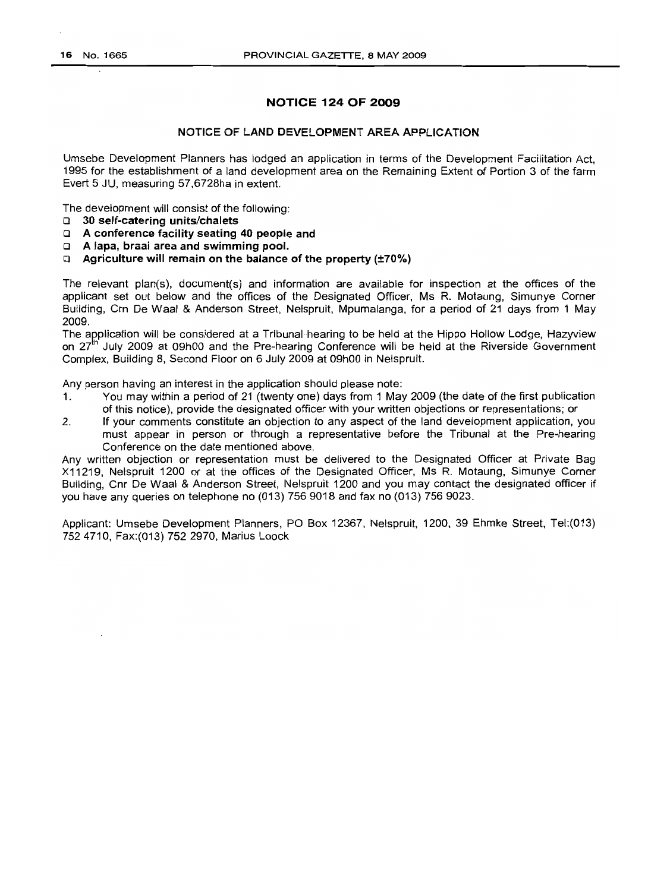## NOTICE 124 OF 2009

### NOTICE OF LAND DEVELOPMENT AREA APPLICATION

Umsebe Development Planners has lodged an application in terms of the Development Facilitation Act, 1995 for the establishment of a land development area on the Remaining Extent of Portion 3 of the farm Evert 5 JU, measuring 57,6728ha in extent.

The development will consist of the following:

- **30 self-catering units/chalets**
- **A conference facility seating 40 people and**
- **A lapa, braai area and swimming pool.**
- **Agriculture will remain on the balance of the property (±70%)**

The relevant plan(s), document(s) and information are available for inspection at the offices of the applicant set out below and the offices of the Designated Officer, Ms R. Motaung, Simunye Corner Building, Crn De Waal & Anderson Street, Nelspruit, Mpumalanga, for a period of 21 days from 1 May 2009.

The application will be considered at a Tribunal hearing to be held at the Hippo Hollow Lodge, Hazyview on 27th July 2009 at 09h00 and the Pre-hearing Conference will be held at the Riverside Government Complex, Building 8, Second Floor on 6 July 2009 at 09h00 in Nelspruit.

Any person having an interest in the application should please note:

1. You may within a period of 21 (twenty one) days from 1 May 2009 (the date of the first publication of this notice), provide the designated officer with your written objections or representations; or
2. If your comments constitute an objection to any aspect of the land development application, you must appear in person or through a representative before the Tribunal at the Pre-hearing Conference on the date mentioned above.

Any written objection or representation must be delivered to the Designated Officer at Private Bag X11219, Nelspruit 1200 or at the offices of the Designated Officer, Ms R. Motaung, Simunye Corner Building, Cnr De Waal & Anderson Street, Nelspruit 1200 and you may contact the designated officer if you have any queries on telephone no (013) 756 9018 and fax no (013) 756 9023.

Applicant: Umsebe Development Planners, PO Box 12367, Nelspruit, 1200, 39 Ehmke Street, Tel:(013) 752 4710, Fax:(013) 752 2970, Marius Loock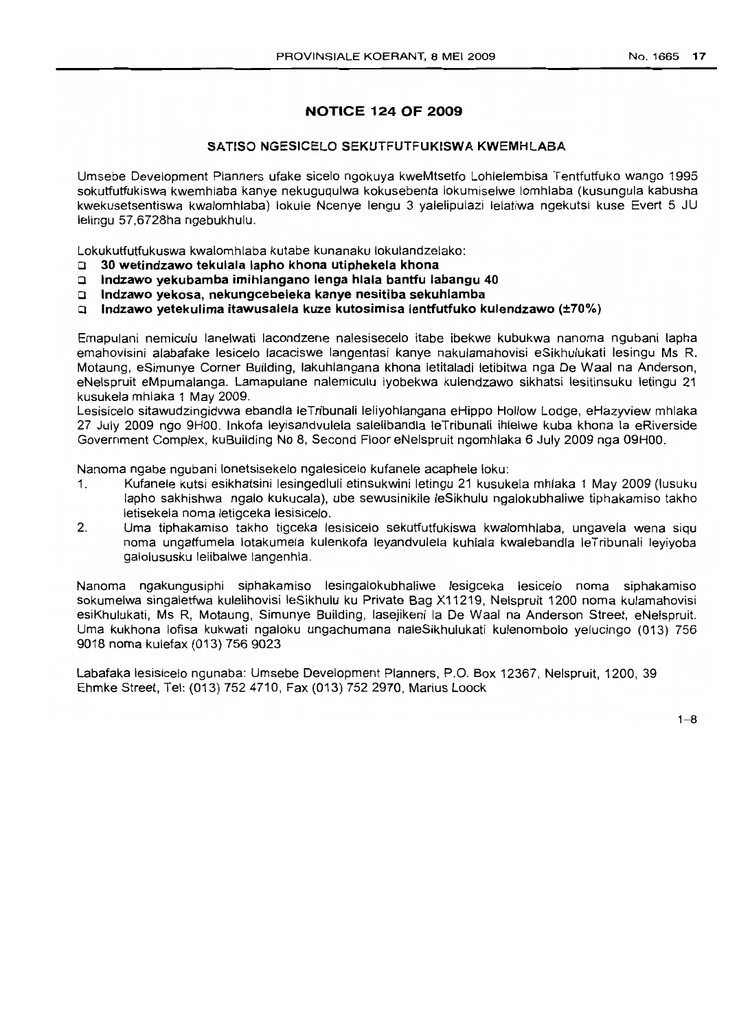## NOTICE 124 OF 2009

### SATISO NGESICELO SEKUTFUTFUKISWA KWEMHLABA

Umsebe Development Planners ufake sicelo ngokuya kweMtsetfo Lohlelembisa Tentfutfuko wango 1995 sokutfutfukiswa kwemhlaba kanye nekuguqulwa kokusebenta lokumiselwe lomhlaba (kusungula kabusha kwekusetsentiswa kwalomhlaba) lokule Ncenye lengu 3 yalelipulazi lelatiwa ngekutsi kuse Evert 5 JU lelingu 57,6728ha ngebukhulu.

Lokukutfutfukuswa kwalomhlaba kutabe kunanaku lokulandzelako:

- **30 wetindzawo tekulala lapho khona utiphekela khona**
- **Indzawo yekubamba imihlangano lenga hlala bantfu labangu 40**
- **Indzawo yekosa, nekungcebeleka kanye nesitiba sekuhlamba**
- **Indzawo yetekulima itawusalela kuze kutosimisa lentfutfuko kulendzawo (±70%)**

Emapulani nemiculu lanelwati lacondzene nalesisecelo itabe ibekwe kubukwa nanoma ngubani lapha emahovisini alabafake lesicelo lacaciswe langentasi kanye nakulamahovisi eSikhulukati lesingu Ms R. Motaung, eSimunye Corner Building, lakuhlangana khona letitaladi letibitwa nga De Waal na Anderson, eNelspruit eMpumalanga. Lamapulane nalemiculu iyobekwa kulendzawo sikhatsi lesitinsuku letingu 21 kusukela mhlaka 1 May 2009.

Lesisicelo sitawudzingidvwa ebandla leTribunali leliyohlangana eHippo Hollow Lodge, eHazyview mhlaka 27 July 2009 ngo 9H00. Inkofa leyisandvulela salelibandla leTribunali ihlelwe kuba khona la eRiverside Government Complex, kuBuilding No 8, Second Floor eNelspruit ngomhlaka 6 July 2009 nga 09H00.

Nanoma ngabe ngubani lonetsisekelo ngalesicelo kufanele acaphele loku:

1. Kufanele kutsi esikhatsini lesingedluli etinsukwini letingu 21 kusukela mhlaka 1 May 2009 (lusuku lapho sakhishwa ngalo kukucala), ube sewusinikile leSikhulu ngalokubhaliwe tiphakamiso takho letisekela noma letigceka lesisicelo.
2. Uma tiphakamiso takho tigceka lesisicelo sekutfutfukiswa kwalomhlaba, ungavela wena siqu noma ungatfumela lotakumela kulenkofa leyandvulela kuhlala kwalebandla leTribunali leyiyoba galolususku lelibalwe langenhla.

Nanoma ngakungusiphi siphakamiso lesingalokubhaliwe lesigceka lesicelo noma siphakamiso sokumelwa singaletfwa kulelihovisi leSikhulu ku Private Bag X11219, Nelspruit 1200 noma kulamahovisi esiKhulukati, Ms R, Motaung, Simunye Building, lasejikeni la De Waal na Anderson Street, eNelspruit. Uma kukhona lofisa kukwati ngaloku ungachumana naleSikhulukati kulenombolo yelucingo (013) 756 9018 noma kulefax (013) 756 9023

Labafaka lesisicelo ngunaba: Umsebe Development Planners, P.O. Box 12367, Nelspruit, 1200, 39 Ehmke Street, Tel: (013) 752 4710, Fax (013) 752 2970, Marius Loock

1–8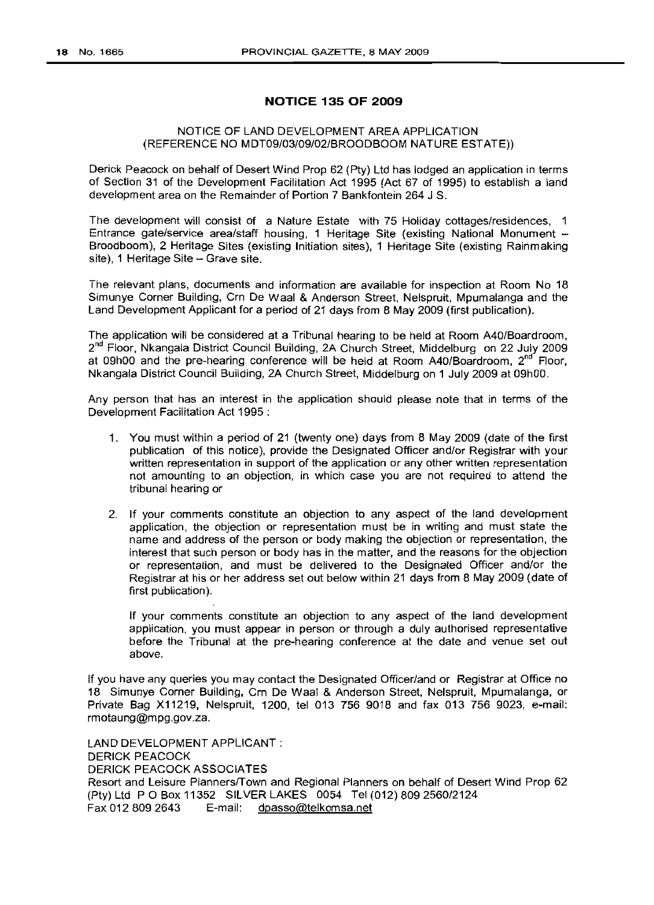## NOTICE 135 OF 2009

NOTICE OF LAND DEVELOPMENT AREA APPLICATION
(REFERENCE NO MDT09/03/09/02/BROODBOOM NATURE ESTATE))

Derick Peacock on behalf of Desert Wind Prop 62 (Pty) Ltd has lodged an application in terms of Section 31 of the Development Facilitation Act 1995 (Act 67 of 1995) to establish a land development area on the Remainder of Portion 7 Bankfontein 264 J S.

The development will consist of a Nature Estate with 75 Holiday cottages/residences, 1 Entrance gate/service area/staff housing, 1 Heritage Site (existing National Monument – Broodboom), 2 Heritage Sites (existing Initiation sites), 1 Heritage Site (existing Rainmaking site), 1 Heritage Site – Grave site.

The relevant plans, documents and information are available for inspection at Room No 18 Simunye Corner Building, Crn De Waal & Anderson Street, Nelspruit, Mpumalanga and the Land Development Applicant for a period of 21 days from 8 May 2009 (first publication).

The application will be considered at a Tribunal hearing to be held at Room A40/Boardroom, 2nd Floor, Nkangala District Council Building, 2A Church Street, Middelburg on 22 July 2009 at 09h00 and the pre-hearing conference will be held at Room A40/Boardroom, 2nd Floor, Nkangala District Council Building, 2A Church Street, Middelburg on 1 July 2009 at 09h00.

Any person that has an interest in the application should please note that in terms of the Development Facilitation Act 1995 :

1. You must within a period of 21 (twenty one) days from 8 May 2009 (date of the first publication of this notice), provide the Designated Officer and/or Registrar with your written representation in support of the application or any other written representation not amounting to an objection, in which case you are not required to attend the tribunal hearing or

2. If your comments constitute an objection to any aspect of the land development application, the objection or representation must be in writing and must state the name and address of the person or body making the objection or representation, the interest that such person or body has in the matter, and the reasons for the objection or representation, and must be delivered to the Designated Officer and/or the Registrar at his or her address set out below within 21 days from 8 May 2009 (date of first publication).

   If your comments constitute an objection to any aspect of the land development application, you must appear in person or through a duly authorised representative before the Tribunal at the pre-hearing conference at the date and venue set out above.

If you have any queries you may contact the Designated Officer/and or Registrar at Office no 18 Simunye Corner Building, Crn De Waal & Anderson Street, Nelspruit, Mpumalanga, or Private Bag X11219, Nelspruit, 1200, tel 013 756 9018 and fax 013 756 9023, e-mail: rmotaung@mpg.gov.za.

LAND DEVELOPMENT APPLICANT :
DERICK PEACOCK
DERICK PEACOCK ASSOCIATES
Resort and Leisure Planners/Town and Regional Planners on behalf of Desert Wind Prop 62 (Pty) Ltd P O Box 11352 SILVER LAKES 0054 Tel (012) 809 2560/2124
Fax 012 809 2643 E-mail: dpasso@telkomsa.net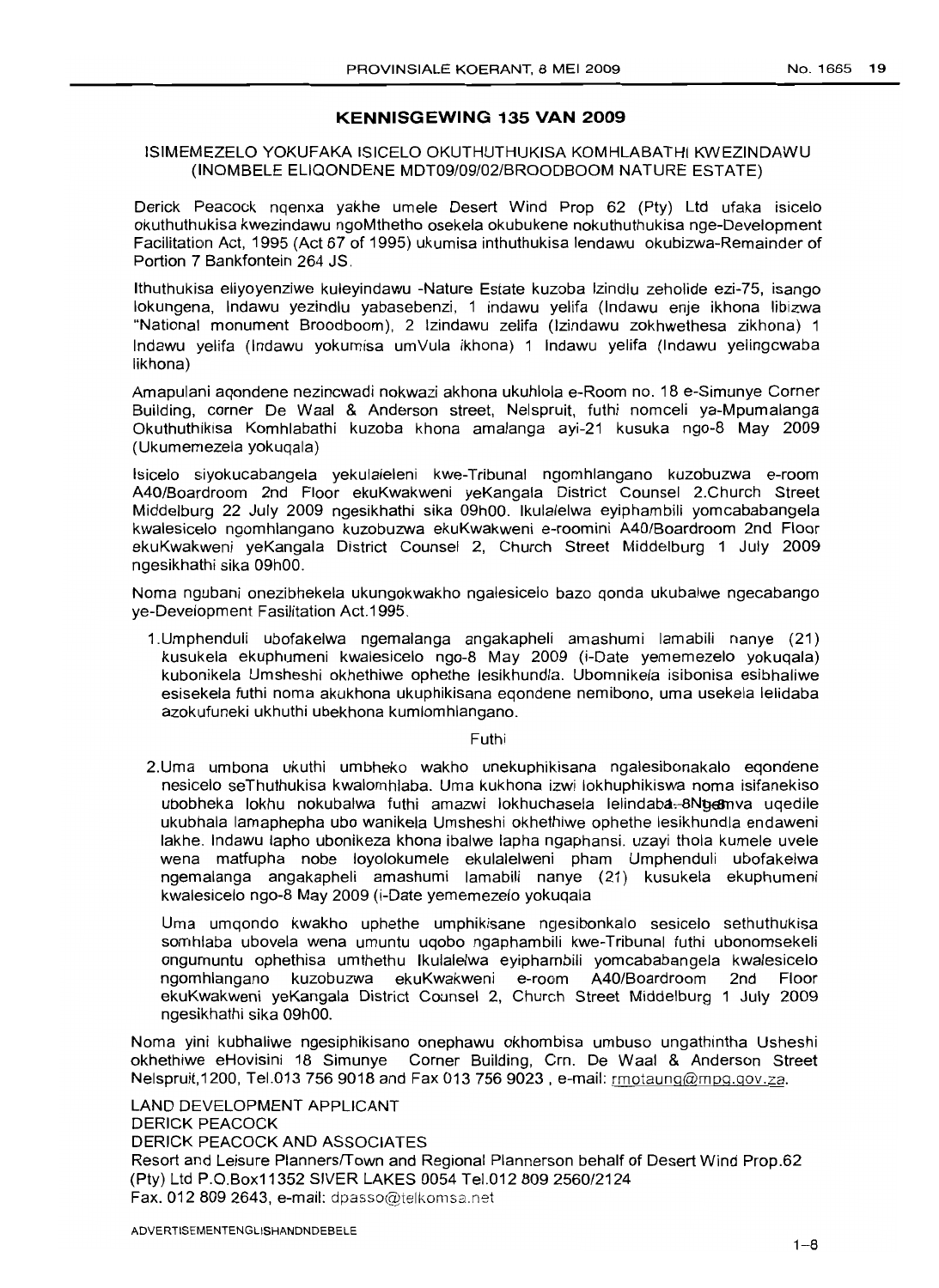## KENNISGEWING 135 VAN 2009

ISIMEMEZELO YOKUFAKA ISICELO OKUTHUTHUKISA KOMHLABATHI KWEZINDAWU (INOMBELE ELIQONDENE MDT09/09/02/BROODBOOM NATURE ESTATE)

Derick Peacock nqenxa yakhe umele Desert Wind Prop 62 (Pty) Ltd ufaka isicelo okuthuthukisa kwezindawu ngoMthetho osekela okubukene nokuthuthukisa nge-Development Facilitation Act, 1995 (Act 67 of 1995) ukumisa inthuthukisa lendawu okubizwa-Remainder of Portion 7 Bankfontein 264 JS.

Ithuthukisa eliyoyenziwe kuleyindawu -Nature Estate kuzoba Izindlu zeholide ezi-75, isango lokungena, Indawu yezindlu yabasebenzi, 1 indawu yelifa (Indawu enje ikhona libizwa "National monument Broodboom), 2 Izindawu zelifa (Izindawu zokhwethesa zikhona) 1 Indawu yelifa (Indawu yokumisa umVula ikhona) 1 Indawu yelifa (Indawu yelingcwaba likhona)

Amapulani aqondene nezincwadi nokwazi akhona ukuhlola e-Room no. 18 e-Simunye Corner Building, corner De Waal & Anderson street, Nelspruit, futhi nomceli ya-Mpumalanga Okuthuthikisa Komhlabathi kuzoba khona amalanga ayi-21 kusuka ngo-8 May 2009 (Ukumemezela yokuqala)

Isicelo siyokucabangela yekulaleleni kwe-Tribunal ngomhlangano kuzobuzwa e-room A40/Boardroom 2nd Floor ekuKwakweni yeKangala District Counsel 2.Church Street Middelburg 22 July 2009 ngesikhathi sika 09h00. Ikulalelwa eyiphambili yomcababangela kwalesicelo ngomhlangano kuzobuzwa ekuKwakweni e-roomini A40/Boardroom 2nd Floor ekuKwakweni yeKangala District Counsel 2, Church Street Middelburg 1 July 2009 ngesikhathi sika 09h00.

Noma ngubani onezibhekela ukungokwakho ngalesicelo bazo qonda ukubalwe ngecabango ye-Development Fasilitation Act.1995.

1. Umphenduli ubofakelwa ngemalanga angakapheli amashumi lamabili nanye (21) kusukela ekuphumeni kwalesicelo ngo-8 May 2009 (i-Date yememezelo yokuqala) kubonikela Umsheshi okhethiwe ophethe lesikhundla. Ubomnikela isibonisa esibhaliwe esisekela futhi noma akukhona ukuphikisana eqondene nemibono, uma usekela lelidaba azokufuneki ukhuthi ubekhona kumlomhlangano.

Futhi

2. Uma umbona ukuthi umbheko wakho unekuphikisana ngalesibonakalo eqondene nesicelo seThuthukisa kwalomhlaba. Uma kukhona izwi lokhuphikiswa noma isifanekiso ubobheka lokhu nokubalwa futhi amazwi lokhuchasela lelindaba.-8Ngemva uqedile ukubhala lamaphepha ubo wanikela Umsheshi okhethiwe ophethe lesikhundla endaweni lakhe. Indawu lapho ubonikeza khona ibalwe lapha ngaphansi. uzayi thola kumele uvele wena matfupha nobe loyolokumele ekulalelweni pham Umphenduli ubofakelwa ngemalanga angakapheli amashumi lamabili nanye (21) kusukela ekuphumeni kwalesicelo ngo-8 May 2009 (i-Date yememezelo yokuqala

   Uma umqondo kwakho uphethe umphikisane ngesibonkalo sesicelo sethuthukisa somhlaba ubovela wena umuntu uqobo ngaphambili kwe-Tribunal futhi ubonomsekeli ongumuntu ophethisa umthethu Ikulalelwa eyiphambili yomcababangela kwalesicelo ngomhlangano kuzobuzwa ekuKwakweni e-room A40/Boardroom 2nd Floor ekuKwakweni yeKangala District Counsel 2, Church Street Middelburg 1 July 2009 ngesikhathi sika 09h00.

Noma yini kubhaliwe ngesiphikisano onephawu okhombisa umbuso ungathintha Usheshi okhethiwe eHovisini 18 Simunye Corner Building, Crn. De Waal & Anderson Street Nelspruit,1200, Tel.013 756 9018 and Fax 013 756 9023 , e-mail: rmotaung@mpg.gov.za.

LAND DEVELOPMENT APPLICANT
DERICK PEACOCK
DERICK PEACOCK AND ASSOCIATES
Resort and Leisure Planners/Town and Regional Plannerson behalf of Desert Wind Prop.62 (Pty) Ltd P.O.Box11352 SIVER LAKES 0054 Tel.012 809 2560/2124
Fax. 012 809 2643, e-mail: dpasso@telkomsa.net

ADVERTISEMENTENGLISHANDNDEBELE

1–8